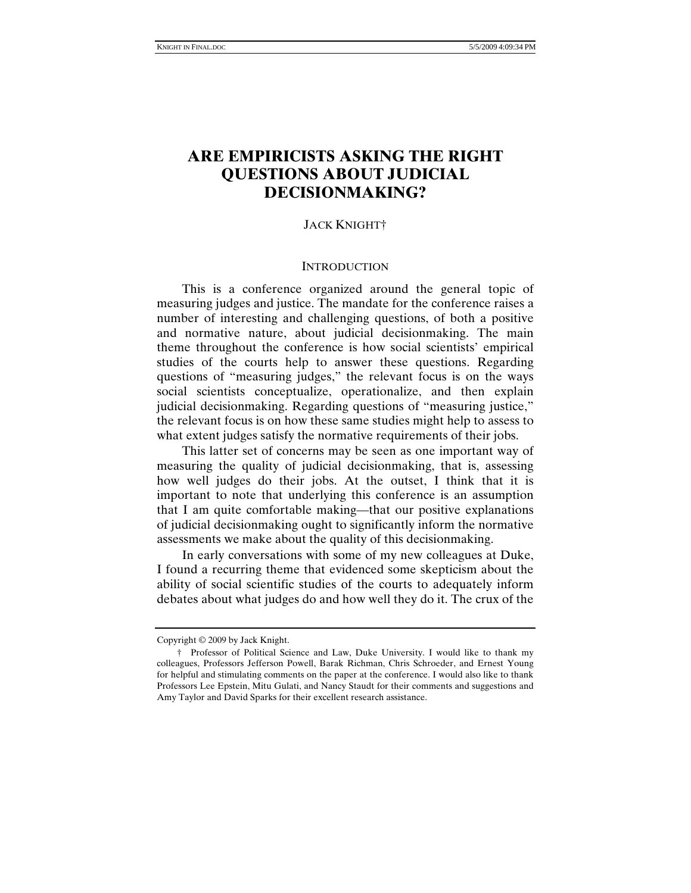# ARE EMPIRICISTS ASKING THE RIGHT QUESTIONS ABOUT JUDICIAL DECISIONMAKING?

JACK KNIGHT†

## INTRODUCTION

This is a conference organized around the general topic of measuring judges and justice. The mandate for the conference raises a number of interesting and challenging questions, of both a positive and normative nature, about judicial decisionmaking. The main theme throughout the conference is how social scientists' empirical studies of the courts help to answer these questions. Regarding questions of "measuring judges," the relevant focus is on the ways social scientists conceptualize, operationalize, and then explain judicial decisionmaking. Regarding questions of "measuring justice," the relevant focus is on how these same studies might help to assess to what extent judges satisfy the normative requirements of their jobs.

This latter set of concerns may be seen as one important way of measuring the quality of judicial decisionmaking, that is, assessing how well judges do their jobs. At the outset, I think that it is important to note that underlying this conference is an assumption that I am quite comfortable making—that our positive explanations of judicial decisionmaking ought to significantly inform the normative assessments we make about the quality of this decisionmaking.

In early conversations with some of my new colleagues at Duke, I found a recurring theme that evidenced some skepticism about the ability of social scientific studies of the courts to adequately inform debates about what judges do and how well they do it. The crux of the

---

Copyright © 2009 by Jack Knight.

† Professor of Political Science and Law, Duke University. I would like to thank my colleagues, Professors Jefferson Powell, Barak Richman, Chris Schroeder, and Ernest Young for helpful and stimulating comments on the paper at the conference. I would also like to thank Professors Lee Epstein, Mitu Gulati, and Nancy Staudt for their comments and suggestions and Amy Taylor and David Sparks for their excellent research assistance.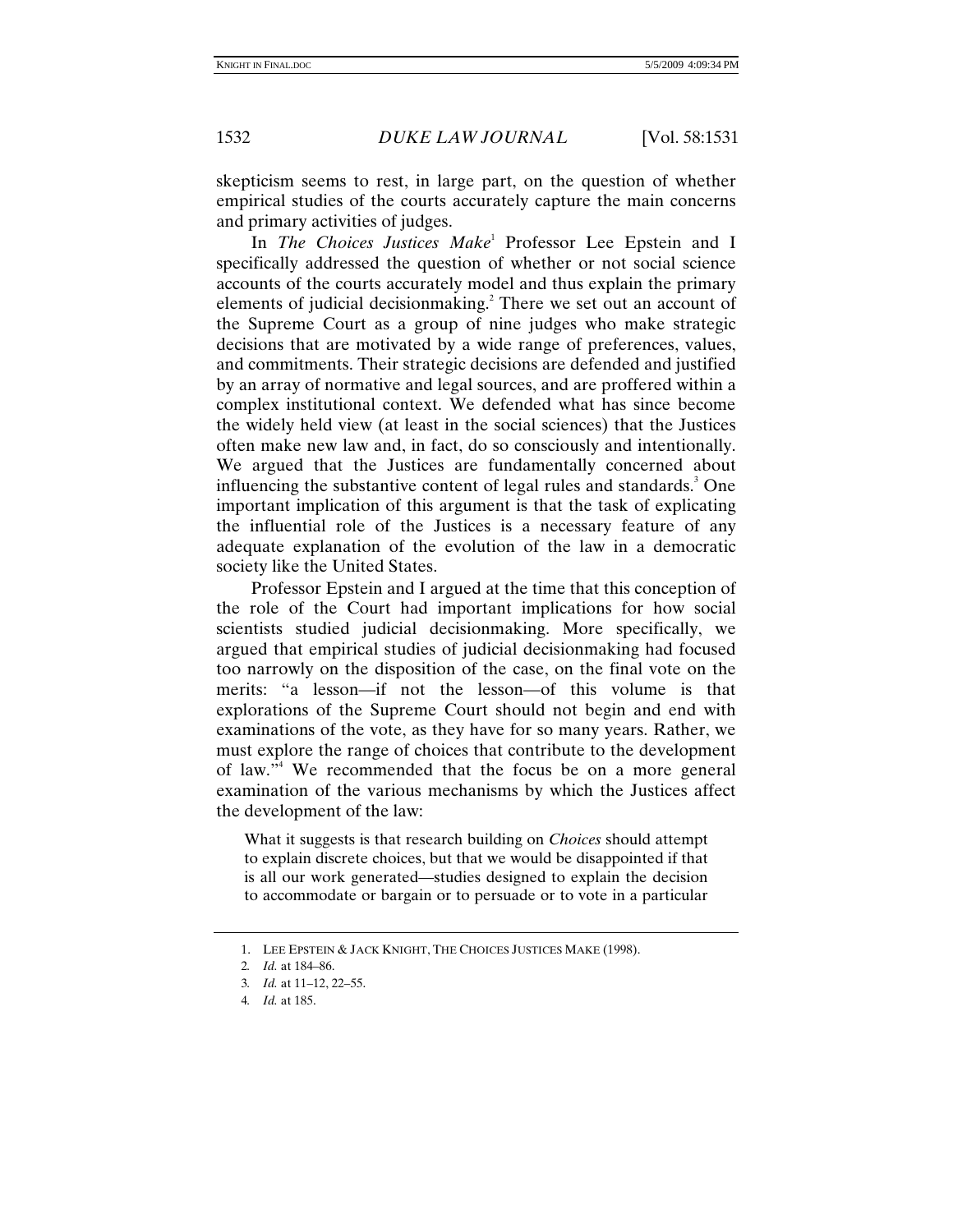skepticism seems to rest, in large part, on the question of whether empirical studies of the courts accurately capture the main concerns and primary activities of judges.

In *The Choices Justices Make*[1] Professor Lee Epstein and I specifically addressed the question of whether or not social science accounts of the courts accurately model and thus explain the primary elements of judicial decisionmaking.[2] There we set out an account of the Supreme Court as a group of nine judges who make strategic decisions that are motivated by a wide range of preferences, values, and commitments. Their strategic decisions are defended and justified by an array of normative and legal sources, and are proffered within a complex institutional context. We defended what has since become the widely held view (at least in the social sciences) that the Justices often make new law and, in fact, do so consciously and intentionally. We argued that the Justices are fundamentally concerned about influencing the substantive content of legal rules and standards.[3] One important implication of this argument is that the task of explicating the influential role of the Justices is a necessary feature of any adequate explanation of the evolution of the law in a democratic society like the United States.

Professor Epstein and I argued at the time that this conception of the role of the Court had important implications for how social scientists studied judicial decisionmaking. More specifically, we argued that empirical studies of judicial decisionmaking had focused too narrowly on the disposition of the case, on the final vote on the merits: "a lesson—if not the lesson—of this volume is that explorations of the Supreme Court should not begin and end with examinations of the vote, as they have for so many years. Rather, we must explore the range of choices that contribute to the development of law."[4] We recommended that the focus be on a more general examination of the various mechanisms by which the Justices affect the development of the law:

> What it suggests is that research building on *Choices* should attempt to explain discrete choices, but that we would be disappointed if that is all our work generated—studies designed to explain the decision to accommodate or bargain or to persuade or to vote in a particular

---

1. LEE EPSTEIN & JACK KNIGHT, THE CHOICES JUSTICES MAKE (1998).
2. *Id.* at 184–86.
3. *Id.* at 11–12, 22–55.
4. *Id.* at 185.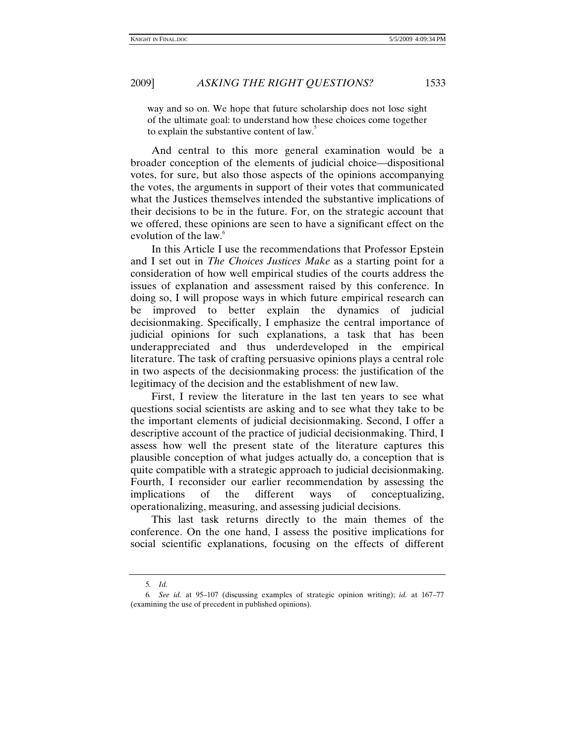> way and so on. We hope that future scholarship does not lose sight of the ultimate goal: to understand how these choices come together to explain the substantive content of law.[5]

And central to this more general examination would be a broader conception of the elements of judicial choice—dispositional votes, for sure, but also those aspects of the opinions accompanying the votes, the arguments in support of their votes that communicated what the Justices themselves intended the substantive implications of their decisions to be in the future. For, on the strategic account that we offered, these opinions are seen to have a significant effect on the evolution of the law.[6]

In this Article I use the recommendations that Professor Epstein and I set out in *The Choices Justices Make* as a starting point for a consideration of how well empirical studies of the courts address the issues of explanation and assessment raised by this conference. In doing so, I will propose ways in which future empirical research can be improved to better explain the dynamics of judicial decisionmaking. Specifically, I emphasize the central importance of judicial opinions for such explanations, a task that has been underappreciated and thus underdeveloped in the empirical literature. The task of crafting persuasive opinions plays a central role in two aspects of the decisionmaking process: the justification of the legitimacy of the decision and the establishment of new law.

First, I review the literature in the last ten years to see what questions social scientists are asking and to see what they take to be the important elements of judicial decisionmaking. Second, I offer a descriptive account of the practice of judicial decisionmaking. Third, I assess how well the present state of the literature captures this plausible conception of what judges actually do, a conception that is quite compatible with a strategic approach to judicial decisionmaking. Fourth, I reconsider our earlier recommendation by assessing the implications of the different ways of conceptualizing, operationalizing, measuring, and assessing judicial decisions.

This last task returns directly to the main themes of the conference. On the one hand, I assess the positive implications for social scientific explanations, focusing on the effects of different

---

5. *Id.*

6. *See id.* at 95–107 (discussing examples of strategic opinion writing); *id.* at 167–77 (examining the use of precedent in published opinions).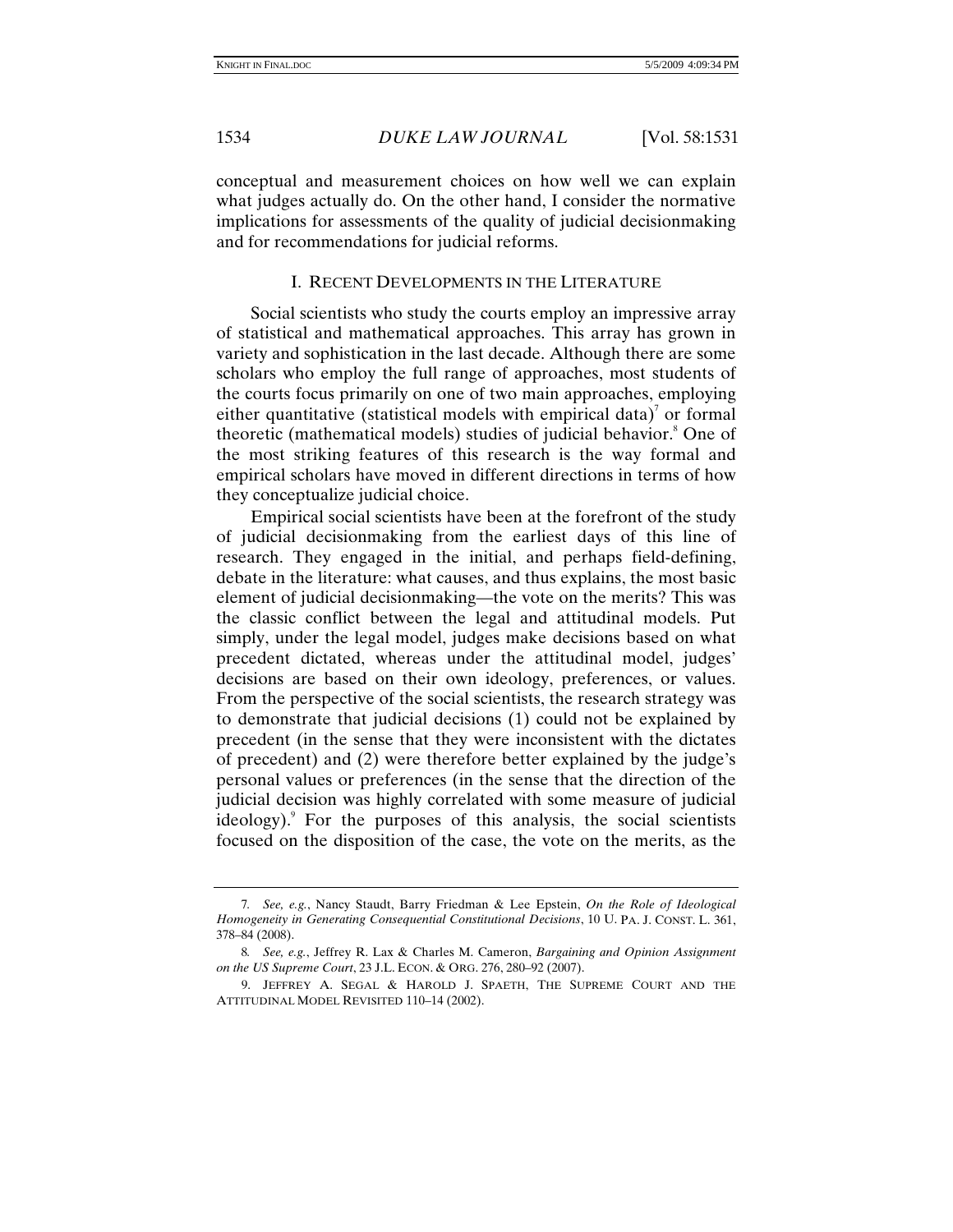conceptual and measurement choices on how well we can explain what judges actually do. On the other hand, I consider the normative implications for assessments of the quality of judicial decisionmaking and for recommendations for judicial reforms.

## I. RECENT DEVELOPMENTS IN THE LITERATURE

Social scientists who study the courts employ an impressive array of statistical and mathematical approaches. This array has grown in variety and sophistication in the last decade. Although there are some scholars who employ the full range of approaches, most students of the courts focus primarily on one of two main approaches, employing either quantitative (statistical models with empirical data)[7] or formal theoretic (mathematical models) studies of judicial behavior.[8] One of the most striking features of this research is the way formal and empirical scholars have moved in different directions in terms of how they conceptualize judicial choice.

Empirical social scientists have been at the forefront of the study of judicial decisionmaking from the earliest days of this line of research. They engaged in the initial, and perhaps field-defining, debate in the literature: what causes, and thus explains, the most basic element of judicial decisionmaking—the vote on the merits? This was the classic conflict between the legal and attitudinal models. Put simply, under the legal model, judges make decisions based on what precedent dictated, whereas under the attitudinal model, judges' decisions are based on their own ideology, preferences, or values. From the perspective of the social scientists, the research strategy was to demonstrate that judicial decisions (1) could not be explained by precedent (in the sense that they were inconsistent with the dictates of precedent) and (2) were therefore better explained by the judge's personal values or preferences (in the sense that the direction of the judicial decision was highly correlated with some measure of judicial ideology).[9] For the purposes of this analysis, the social scientists focused on the disposition of the case, the vote on the merits, as the

---

7. *See, e.g.*, Nancy Staudt, Barry Friedman & Lee Epstein, *On the Role of Ideological Homogeneity in Generating Consequential Constitutional Decisions*, 10 U. PA. J. CONST. L. 361, 378–84 (2008).

8. *See, e.g.*, Jeffrey R. Lax & Charles M. Cameron, *Bargaining and Opinion Assignment on the US Supreme Court*, 23 J.L. ECON. & ORG. 276, 280–92 (2007).

9. JEFFREY A. SEGAL & HAROLD J. SPAETH, THE SUPREME COURT AND THE ATTITUDINAL MODEL REVISITED 110–14 (2002).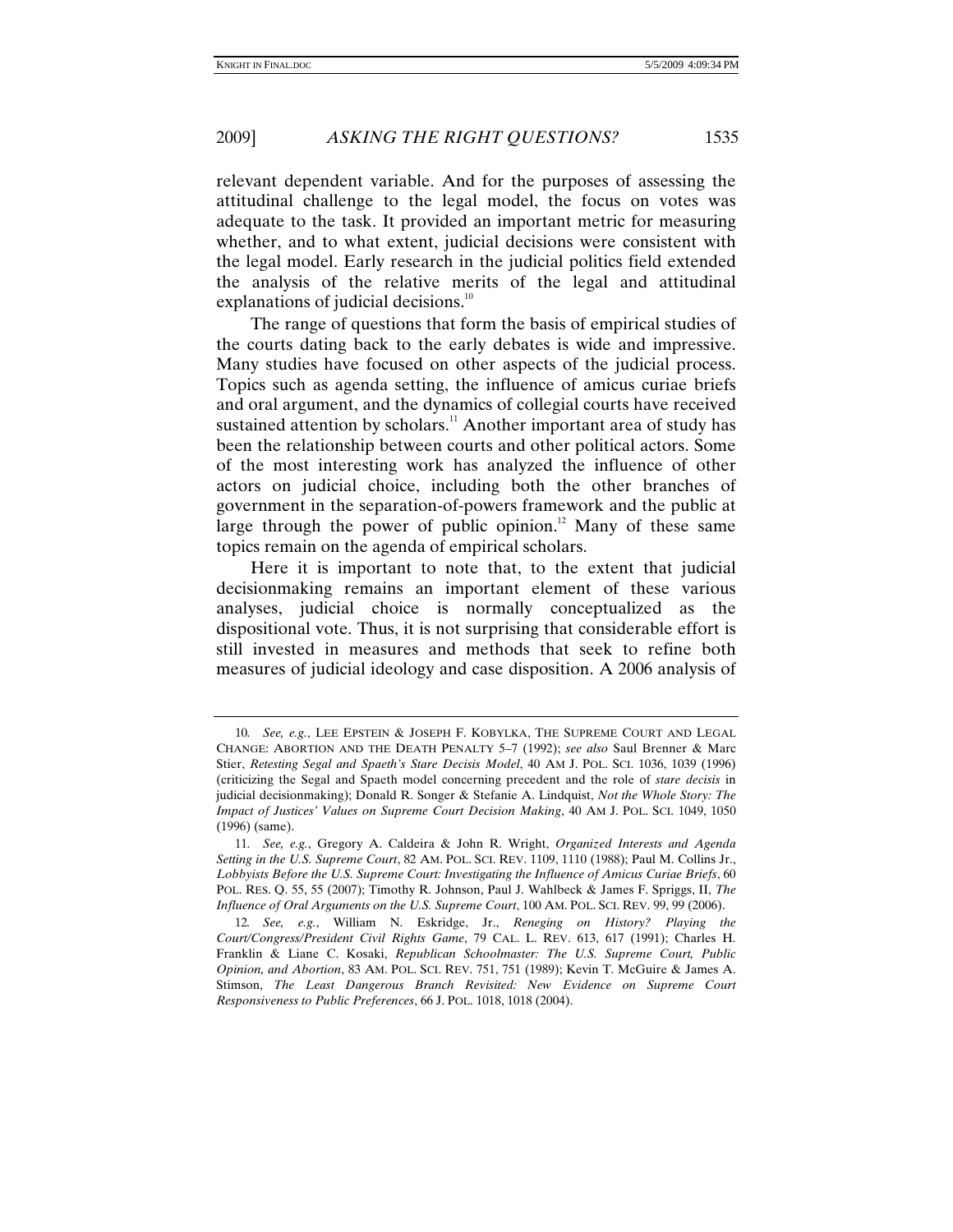relevant dependent variable. And for the purposes of assessing the attitudinal challenge to the legal model, the focus on votes was adequate to the task. It provided an important metric for measuring whether, and to what extent, judicial decisions were consistent with the legal model. Early research in the judicial politics field extended the analysis of the relative merits of the legal and attitudinal explanations of judicial decisions.[10]

The range of questions that form the basis of empirical studies of the courts dating back to the early debates is wide and impressive. Many studies have focused on other aspects of the judicial process. Topics such as agenda setting, the influence of amicus curiae briefs and oral argument, and the dynamics of collegial courts have received sustained attention by scholars.[11] Another important area of study has been the relationship between courts and other political actors. Some of the most interesting work has analyzed the influence of other actors on judicial choice, including both the other branches of government in the separation-of-powers framework and the public at large through the power of public opinion.[12] Many of these same topics remain on the agenda of empirical scholars.

Here it is important to note that, to the extent that judicial decisionmaking remains an important element of these various analyses, judicial choice is normally conceptualized as the dispositional vote. Thus, it is not surprising that considerable effort is still invested in measures and methods that seek to refine both measures of judicial ideology and case disposition. A 2006 analysis of

---

10. *See, e.g.*, LEE EPSTEIN & JOSEPH F. KOBYLKA, THE SUPREME COURT AND LEGAL CHANGE: ABORTION AND THE DEATH PENALTY 5–7 (1992); *see also* Saul Brenner & Marc Stier, *Retesting Segal and Spaeth's Stare Decisis Model*, 40 AM J. POL. SCI. 1036, 1039 (1996) (criticizing the Segal and Spaeth model concerning precedent and the role of *stare decisis* in judicial decisionmaking); Donald R. Songer & Stefanie A. Lindquist, *Not the Whole Story: The Impact of Justices' Values on Supreme Court Decision Making*, 40 AM J. POL. SCI. 1049, 1050 (1996) (same).

11. *See, e.g.*, Gregory A. Caldeira & John R. Wright, *Organized Interests and Agenda Setting in the U.S. Supreme Court*, 82 AM. POL. SCI. REV. 1109, 1110 (1988); Paul M. Collins Jr., *Lobbyists Before the U.S. Supreme Court: Investigating the Influence of Amicus Curiae Briefs*, 60 POL. RES. Q. 55, 55 (2007); Timothy R. Johnson, Paul J. Wahlbeck & James F. Spriggs, II, *The Influence of Oral Arguments on the U.S. Supreme Court*, 100 AM. POL. SCI. REV. 99, 99 (2006).

12. *See, e.g.*, William N. Eskridge, Jr., *Reneging on History? Playing the Court/Congress/President Civil Rights Game*, 79 CAL. L. REV. 613, 617 (1991); Charles H. Franklin & Liane C. Kosaki, *Republican Schoolmaster: The U.S. Supreme Court, Public Opinion, and Abortion*, 83 AM. POL. SCI. REV. 751, 751 (1989); Kevin T. McGuire & James A. Stimson, *The Least Dangerous Branch Revisited: New Evidence on Supreme Court Responsiveness to Public Preferences*, 66 J. POL. 1018, 1018 (2004).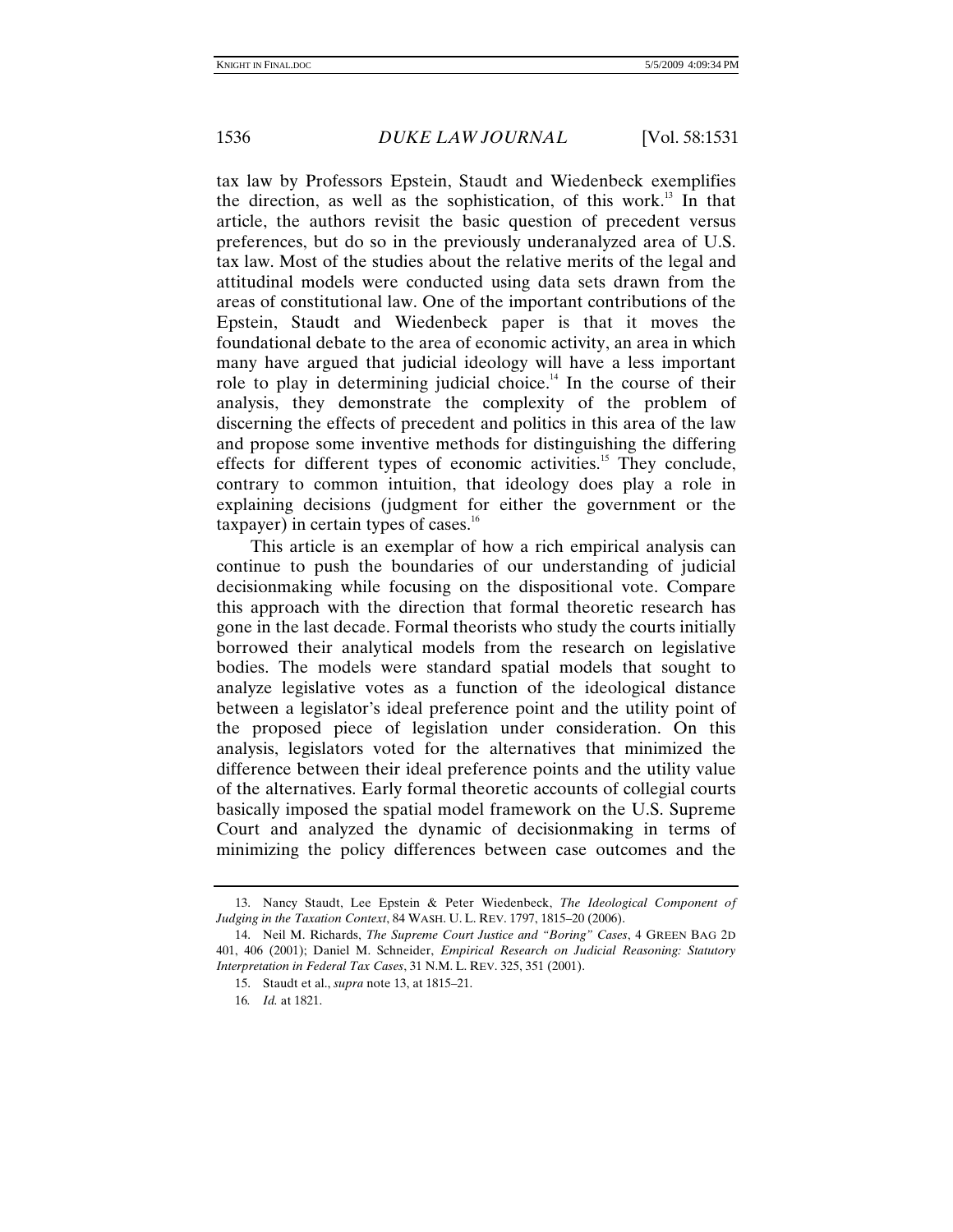tax law by Professors Epstein, Staudt and Wiedenbeck exemplifies the direction, as well as the sophistication, of this work.[13] In that article, the authors revisit the basic question of precedent versus preferences, but do so in the previously underanalyzed area of U.S. tax law. Most of the studies about the relative merits of the legal and attitudinal models were conducted using data sets drawn from the areas of constitutional law. One of the important contributions of the Epstein, Staudt and Wiedenbeck paper is that it moves the foundational debate to the area of economic activity, an area in which many have argued that judicial ideology will have a less important role to play in determining judicial choice.[14] In the course of their analysis, they demonstrate the complexity of the problem of discerning the effects of precedent and politics in this area of the law and propose some inventive methods for distinguishing the differing effects for different types of economic activities.[15] They conclude, contrary to common intuition, that ideology does play a role in explaining decisions (judgment for either the government or the taxpayer) in certain types of cases.[16]

This article is an exemplar of how a rich empirical analysis can continue to push the boundaries of our understanding of judicial decisionmaking while focusing on the dispositional vote. Compare this approach with the direction that formal theoretic research has gone in the last decade. Formal theorists who study the courts initially borrowed their analytical models from the research on legislative bodies. The models were standard spatial models that sought to analyze legislative votes as a function of the ideological distance between a legislator's ideal preference point and the utility point of the proposed piece of legislation under consideration. On this analysis, legislators voted for the alternatives that minimized the difference between their ideal preference points and the utility value of the alternatives. Early formal theoretic accounts of collegial courts basically imposed the spatial model framework on the U.S. Supreme Court and analyzed the dynamic of decisionmaking in terms of minimizing the policy differences between case outcomes and the

---

13. Nancy Staudt, Lee Epstein & Peter Wiedenbeck, *The Ideological Component of Judging in the Taxation Context*, 84 WASH. U. L. REV. 1797, 1815–20 (2006).

14. Neil M. Richards, *The Supreme Court Justice and "Boring" Cases*, 4 GREEN BAG 2D 401, 406 (2001); Daniel M. Schneider, *Empirical Research on Judicial Reasoning: Statutory Interpretation in Federal Tax Cases*, 31 N.M. L. REV. 325, 351 (2001).

15. Staudt et al., *supra* note 13, at 1815–21.

16. *Id.* at 1821.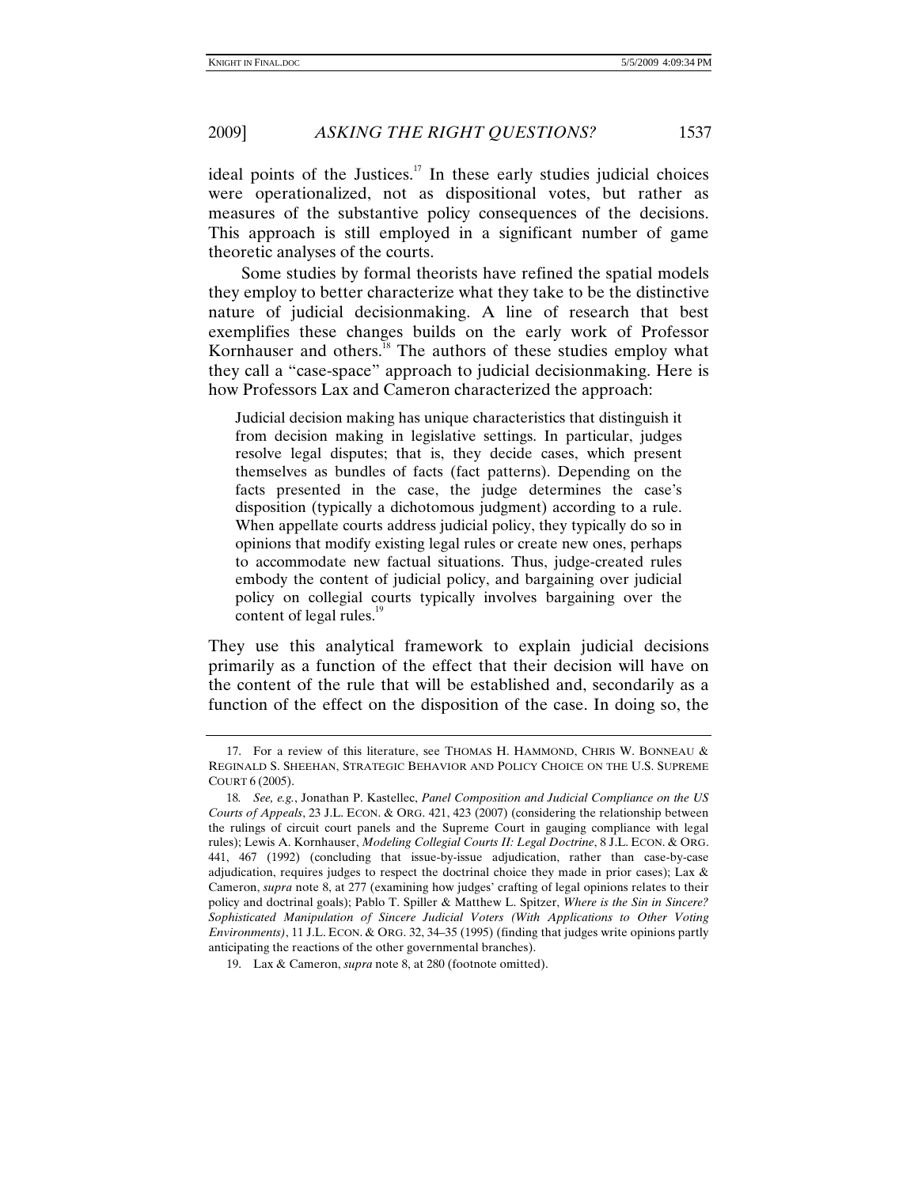ideal points of the Justices.[17] In these early studies judicial choices were operationalized, not as dispositional votes, but rather as measures of the substantive policy consequences of the decisions. This approach is still employed in a significant number of game theoretic analyses of the courts.

Some studies by formal theorists have refined the spatial models they employ to better characterize what they take to be the distinctive nature of judicial decisionmaking. A line of research that best exemplifies these changes builds on the early work of Professor Kornhauser and others.[18] The authors of these studies employ what they call a "case-space" approach to judicial decisionmaking. Here is how Professors Lax and Cameron characterized the approach:

> Judicial decision making has unique characteristics that distinguish it from decision making in legislative settings. In particular, judges resolve legal disputes; that is, they decide cases, which present themselves as bundles of facts (fact patterns). Depending on the facts presented in the case, the judge determines the case's disposition (typically a dichotomous judgment) according to a rule. When appellate courts address judicial policy, they typically do so in opinions that modify existing legal rules or create new ones, perhaps to accommodate new factual situations. Thus, judge-created rules embody the content of judicial policy, and bargaining over judicial policy on collegial courts typically involves bargaining over the content of legal rules.[19]

They use this analytical framework to explain judicial decisions primarily as a function of the effect that their decision will have on the content of the rule that will be established and, secondarily as a function of the effect on the disposition of the case. In doing so, the

---

17. For a review of this literature, see THOMAS H. HAMMOND, CHRIS W. BONNEAU & REGINALD S. SHEEHAN, STRATEGIC BEHAVIOR AND POLICY CHOICE ON THE U.S. SUPREME COURT 6 (2005).

18. *See, e.g.*, Jonathan P. Kastellec, *Panel Composition and Judicial Compliance on the US Courts of Appeals*, 23 J.L. ECON. & ORG. 421, 423 (2007) (considering the relationship between the rulings of circuit court panels and the Supreme Court in gauging compliance with legal rules); Lewis A. Kornhauser, *Modeling Collegial Courts II: Legal Doctrine*, 8 J.L. ECON. & ORG. 441, 467 (1992) (concluding that issue-by-issue adjudication, rather than case-by-case adjudication, requires judges to respect the doctrinal choice they made in prior cases); Lax & Cameron, *supra* note 8, at 277 (examining how judges' crafting of legal opinions relates to their policy and doctrinal goals); Pablo T. Spiller & Matthew L. Spitzer, *Where is the Sin in Sincere? Sophisticated Manipulation of Sincere Judicial Voters (With Applications to Other Voting Environments)*, 11 J.L. ECON. & ORG. 32, 34–35 (1995) (finding that judges write opinions partly anticipating the reactions of the other governmental branches).

19. Lax & Cameron, *supra* note 8, at 280 (footnote omitted).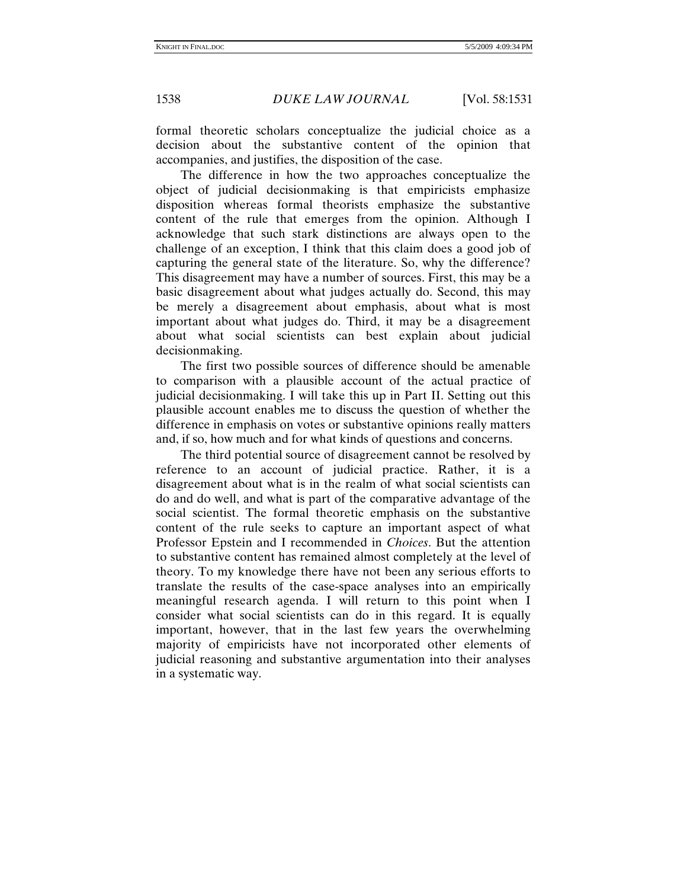formal theoretic scholars conceptualize the judicial choice as a decision about the substantive content of the opinion that accompanies, and justifies, the disposition of the case.

The difference in how the two approaches conceptualize the object of judicial decisionmaking is that empiricists emphasize disposition whereas formal theorists emphasize the substantive content of the rule that emerges from the opinion. Although I acknowledge that such stark distinctions are always open to the challenge of an exception, I think that this claim does a good job of capturing the general state of the literature. So, why the difference? This disagreement may have a number of sources. First, this may be a basic disagreement about what judges actually do. Second, this may be merely a disagreement about emphasis, about what is most important about what judges do. Third, it may be a disagreement about what social scientists can best explain about judicial decisionmaking.

The first two possible sources of difference should be amenable to comparison with a plausible account of the actual practice of judicial decisionmaking. I will take this up in Part II. Setting out this plausible account enables me to discuss the question of whether the difference in emphasis on votes or substantive opinions really matters and, if so, how much and for what kinds of questions and concerns.

The third potential source of disagreement cannot be resolved by reference to an account of judicial practice. Rather, it is a disagreement about what is in the realm of what social scientists can do and do well, and what is part of the comparative advantage of the social scientist. The formal theoretic emphasis on the substantive content of the rule seeks to capture an important aspect of what Professor Epstein and I recommended in *Choices*. But the attention to substantive content has remained almost completely at the level of theory. To my knowledge there have not been any serious efforts to translate the results of the case-space analyses into an empirically meaningful research agenda. I will return to this point when I consider what social scientists can do in this regard. It is equally important, however, that in the last few years the overwhelming majority of empiricists have not incorporated other elements of judicial reasoning and substantive argumentation into their analyses in a systematic way.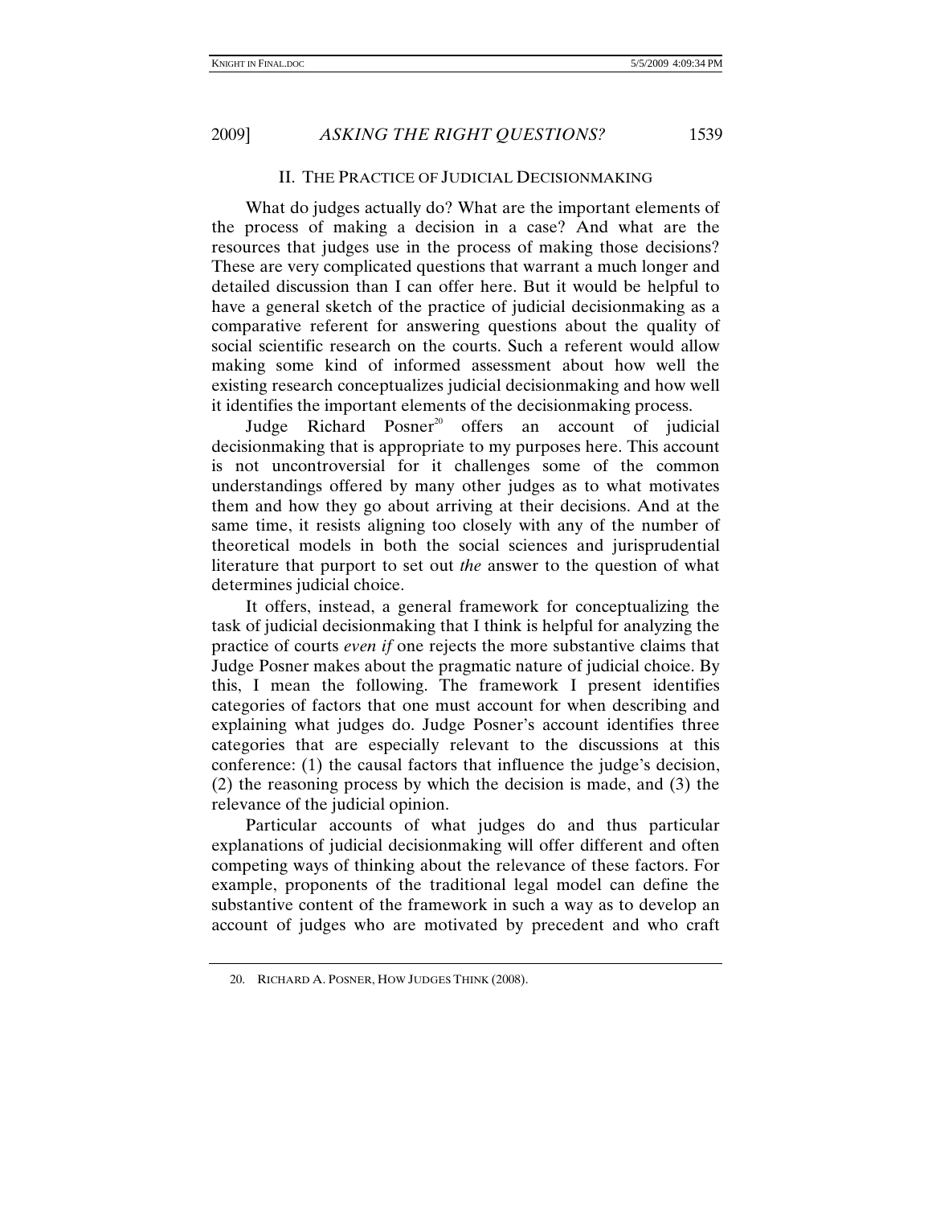## II. THE PRACTICE OF JUDICIAL DECISIONMAKING

What do judges actually do? What are the important elements of the process of making a decision in a case? And what are the resources that judges use in the process of making those decisions? These are very complicated questions that warrant a much longer and detailed discussion than I can offer here. But it would be helpful to have a general sketch of the practice of judicial decisionmaking as a comparative referent for answering questions about the quality of social scientific research on the courts. Such a referent would allow making some kind of informed assessment about how well the existing research conceptualizes judicial decisionmaking and how well it identifies the important elements of the decisionmaking process.

Judge Richard Posner[20] offers an account of judicial decisionmaking that is appropriate to my purposes here. This account is not uncontroversial for it challenges some of the common understandings offered by many other judges as to what motivates them and how they go about arriving at their decisions. And at the same time, it resists aligning too closely with any of the number of theoretical models in both the social sciences and jurisprudential literature that purport to set out *the* answer to the question of what determines judicial choice.

It offers, instead, a general framework for conceptualizing the task of judicial decisionmaking that I think is helpful for analyzing the practice of courts *even if* one rejects the more substantive claims that Judge Posner makes about the pragmatic nature of judicial choice. By this, I mean the following. The framework I present identifies categories of factors that one must account for when describing and explaining what judges do. Judge Posner's account identifies three categories that are especially relevant to the discussions at this conference: (1) the causal factors that influence the judge's decision, (2) the reasoning process by which the decision is made, and (3) the relevance of the judicial opinion.

Particular accounts of what judges do and thus particular explanations of judicial decisionmaking will offer different and often competing ways of thinking about the relevance of these factors. For example, proponents of the traditional legal model can define the substantive content of the framework in such a way as to develop an account of judges who are motivated by precedent and who craft

---

20. RICHARD A. POSNER, HOW JUDGES THINK (2008).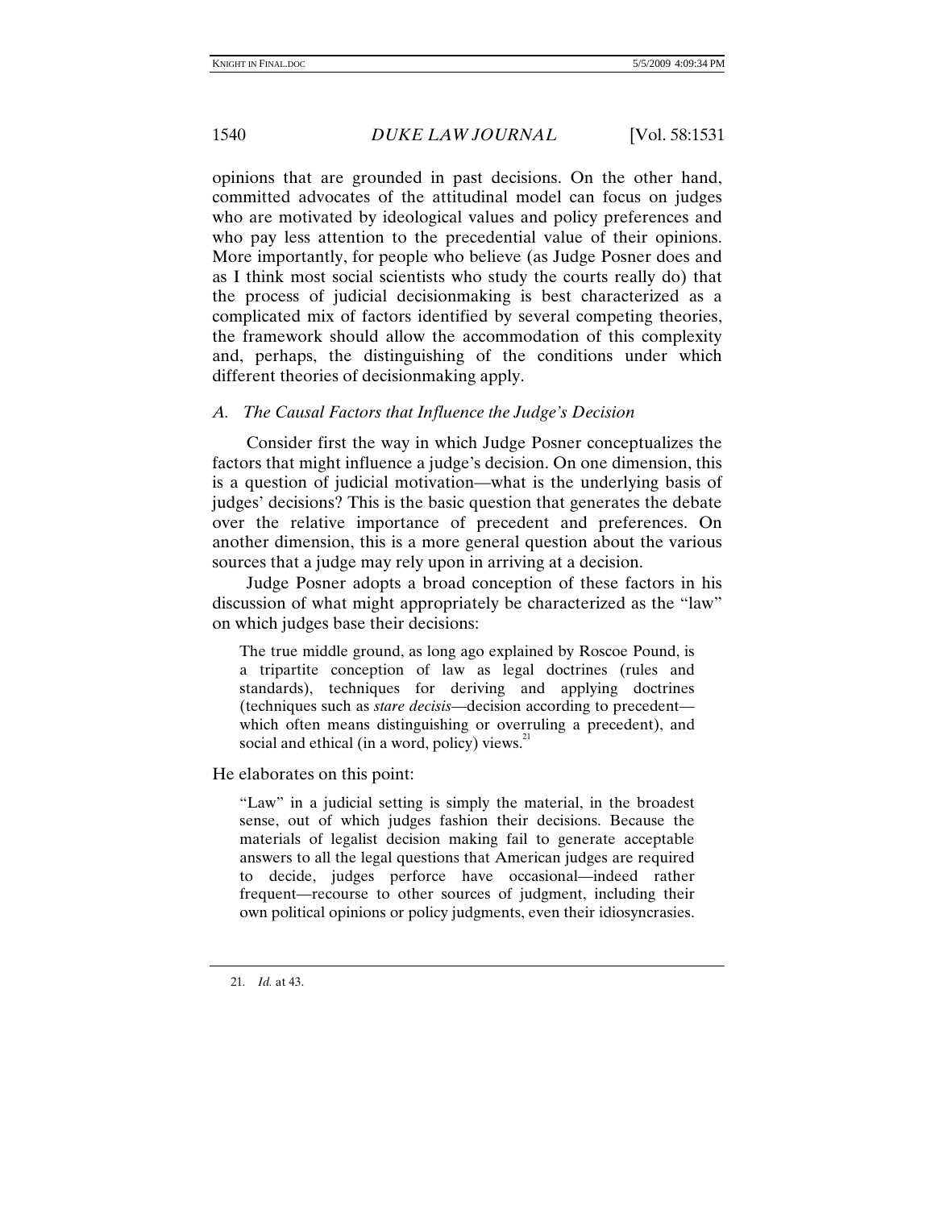opinions that are grounded in past decisions. On the other hand, committed advocates of the attitudinal model can focus on judges who are motivated by ideological values and policy preferences and who pay less attention to the precedential value of their opinions. More importantly, for people who believe (as Judge Posner does and as I think most social scientists who study the courts really do) that the process of judicial decisionmaking is best characterized as a complicated mix of factors identified by several competing theories, the framework should allow the accommodation of this complexity and, perhaps, the distinguishing of the conditions under which different theories of decisionmaking apply.

### *A. The Causal Factors that Influence the Judge's Decision*

Consider first the way in which Judge Posner conceptualizes the factors that might influence a judge's decision. On one dimension, this is a question of judicial motivation—what is the underlying basis of judges' decisions? This is the basic question that generates the debate over the relative importance of precedent and preferences. On another dimension, this is a more general question about the various sources that a judge may rely upon in arriving at a decision.

Judge Posner adopts a broad conception of these factors in his discussion of what might appropriately be characterized as the "law" on which judges base their decisions:

> The true middle ground, as long ago explained by Roscoe Pound, is a tripartite conception of law as legal doctrines (rules and standards), techniques for deriving and applying doctrines (techniques such as *stare decisis*—decision according to precedent—which often means distinguishing or overruling a precedent), and social and ethical (in a word, policy) views.[21]

He elaborates on this point:

> "Law" in a judicial setting is simply the material, in the broadest sense, out of which judges fashion their decisions. Because the materials of legalist decision making fail to generate acceptable answers to all the legal questions that American judges are required to decide, judges perforce have occasional—indeed rather frequent—recourse to other sources of judgment, including their own political opinions or policy judgments, even their idiosyncrasies.

21. *Id.* at 43.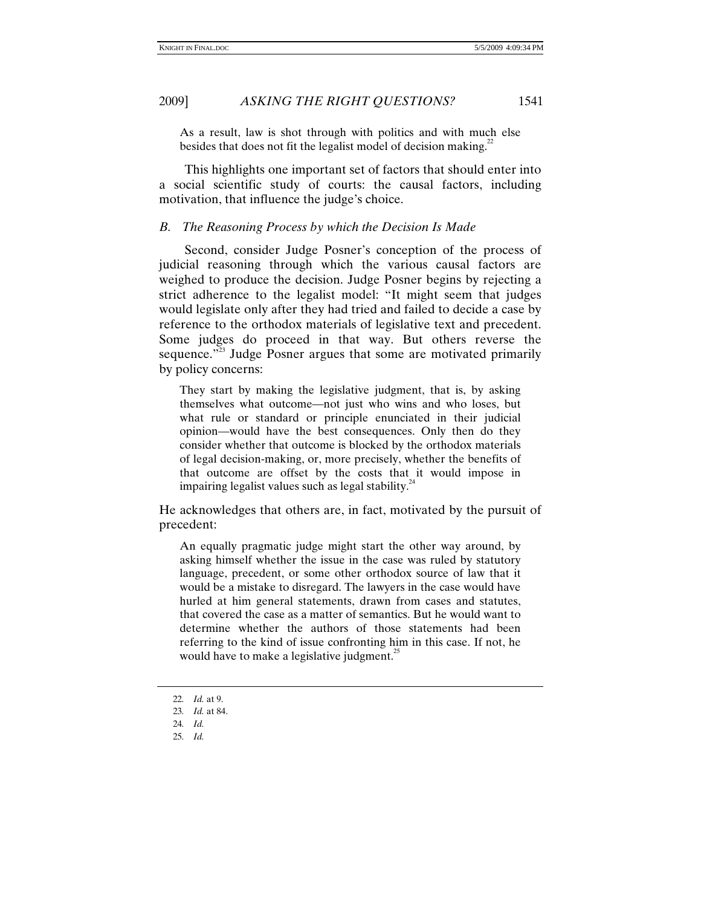> As a result, law is shot through with politics and with much else besides that does not fit the legalist model of decision making.[22]

This highlights one important set of factors that should enter into a social scientific study of courts: the causal factors, including motivation, that influence the judge's choice.

### *B. The Reasoning Process by which the Decision Is Made*

Second, consider Judge Posner's conception of the process of judicial reasoning through which the various causal factors are weighed to produce the decision. Judge Posner begins by rejecting a strict adherence to the legalist model: "It might seem that judges would legislate only after they had tried and failed to decide a case by reference to the orthodox materials of legislative text and precedent. Some judges do proceed in that way. But others reverse the sequence."[23] Judge Posner argues that some are motivated primarily by policy concerns:

> They start by making the legislative judgment, that is, by asking themselves what outcome—not just who wins and who loses, but what rule or standard or principle enunciated in their judicial opinion—would have the best consequences. Only then do they consider whether that outcome is blocked by the orthodox materials of legal decision-making, or, more precisely, whether the benefits of that outcome are offset by the costs that it would impose in impairing legalist values such as legal stability.[24]

He acknowledges that others are, in fact, motivated by the pursuit of precedent:

> An equally pragmatic judge might start the other way around, by asking himself whether the issue in the case was ruled by statutory language, precedent, or some other orthodox source of law that it would be a mistake to disregard. The lawyers in the case would have hurled at him general statements, drawn from cases and statutes, that covered the case as a matter of semantics. But he would want to determine whether the authors of those statements had been referring to the kind of issue confronting him in this case. If not, he would have to make a legislative judgment.[25]

---

22. *Id.* at 9.
23. *Id.* at 84.
24. *Id.*
25. *Id.*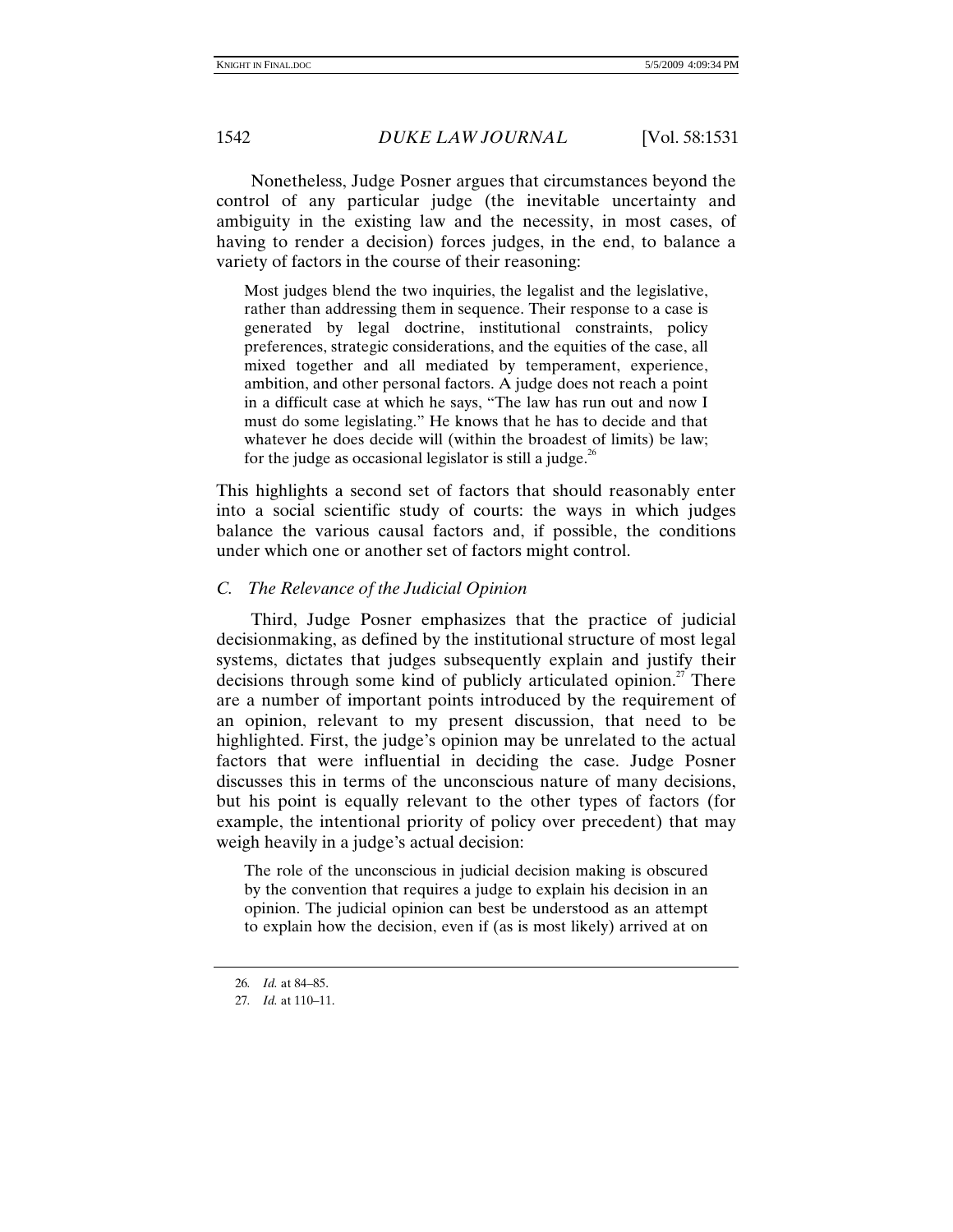Nonetheless, Judge Posner argues that circumstances beyond the control of any particular judge (the inevitable uncertainty and ambiguity in the existing law and the necessity, in most cases, of having to render a decision) forces judges, in the end, to balance a variety of factors in the course of their reasoning:

> Most judges blend the two inquiries, the legalist and the legislative, rather than addressing them in sequence. Their response to a case is generated by legal doctrine, institutional constraints, policy preferences, strategic considerations, and the equities of the case, all mixed together and all mediated by temperament, experience, ambition, and other personal factors. A judge does not reach a point in a difficult case at which he says, "The law has run out and now I must do some legislating." He knows that he has to decide and that whatever he does decide will (within the broadest of limits) be law; for the judge as occasional legislator is still a judge.[26]

This highlights a second set of factors that should reasonably enter into a social scientific study of courts: the ways in which judges balance the various causal factors and, if possible, the conditions under which one or another set of factors might control.

### *C. The Relevance of the Judicial Opinion*

Third, Judge Posner emphasizes that the practice of judicial decisionmaking, as defined by the institutional structure of most legal systems, dictates that judges subsequently explain and justify their decisions through some kind of publicly articulated opinion.[27] There are a number of important points introduced by the requirement of an opinion, relevant to my present discussion, that need to be highlighted. First, the judge's opinion may be unrelated to the actual factors that were influential in deciding the case. Judge Posner discusses this in terms of the unconscious nature of many decisions, but his point is equally relevant to the other types of factors (for example, the intentional priority of policy over precedent) that may weigh heavily in a judge's actual decision:

> The role of the unconscious in judicial decision making is obscured by the convention that requires a judge to explain his decision in an opinion. The judicial opinion can best be understood as an attempt to explain how the decision, even if (as is most likely) arrived at on

26. *Id.* at 84–85.

27. *Id.* at 110–11.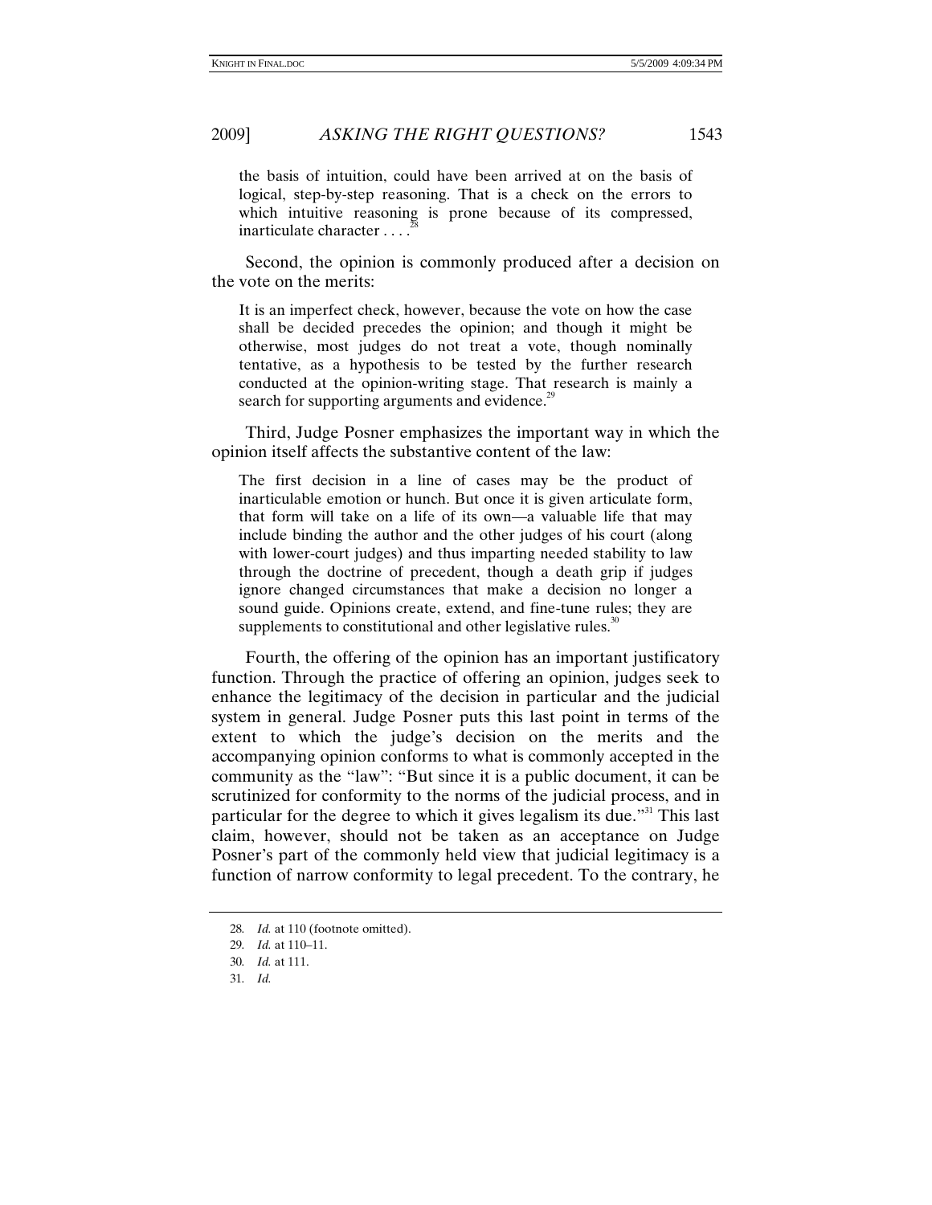> the basis of intuition, could have been arrived at on the basis of logical, step-by-step reasoning. That is a check on the errors to which intuitive reasoning is prone because of its compressed, inarticulate character . . . .[28]

Second, the opinion is commonly produced after a decision on the vote on the merits:

> It is an imperfect check, however, because the vote on how the case shall be decided precedes the opinion; and though it might be otherwise, most judges do not treat a vote, though nominally tentative, as a hypothesis to be tested by the further research conducted at the opinion-writing stage. That research is mainly a search for supporting arguments and evidence.[29]

Third, Judge Posner emphasizes the important way in which the opinion itself affects the substantive content of the law:

> The first decision in a line of cases may be the product of inarticulable emotion or hunch. But once it is given articulate form, that form will take on a life of its own—a valuable life that may include binding the author and the other judges of his court (along with lower-court judges) and thus imparting needed stability to law through the doctrine of precedent, though a death grip if judges ignore changed circumstances that make a decision no longer a sound guide. Opinions create, extend, and fine-tune rules; they are supplements to constitutional and other legislative rules.[30]

Fourth, the offering of the opinion has an important justificatory function. Through the practice of offering an opinion, judges seek to enhance the legitimacy of the decision in particular and the judicial system in general. Judge Posner puts this last point in terms of the extent to which the judge's decision on the merits and the accompanying opinion conforms to what is commonly accepted in the community as the "law": "But since it is a public document, it can be scrutinized for conformity to the norms of the judicial process, and in particular for the degree to which it gives legalism its due."[31] This last claim, however, should not be taken as an acceptance on Judge Posner's part of the commonly held view that judicial legitimacy is a function of narrow conformity to legal precedent. To the contrary, he

---

28. *Id.* at 110 (footnote omitted).

29. *Id.* at 110–11.

30. *Id.* at 111.

31. *Id.*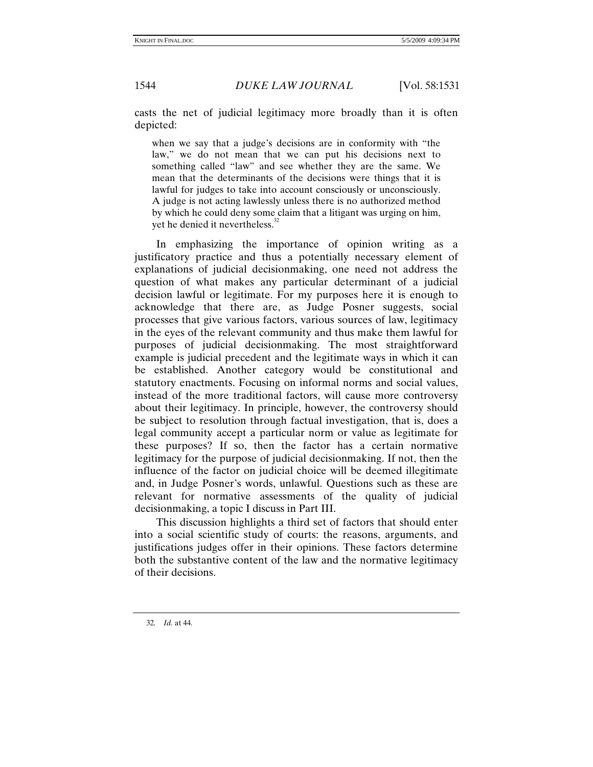casts the net of judicial legitimacy more broadly than it is often depicted:

> when we say that a judge's decisions are in conformity with "the law," we do not mean that we can put his decisions next to something called "law" and see whether they are the same. We mean that the determinants of the decisions were things that it is lawful for judges to take into account consciously or unconsciously. A judge is not acting lawlessly unless there is no authorized method by which he could deny some claim that a litigant was urging on him, yet he denied it nevertheless.[32]

In emphasizing the importance of opinion writing as a justificatory practice and thus a potentially necessary element of explanations of judicial decisionmaking, one need not address the question of what makes any particular determinant of a judicial decision lawful or legitimate. For my purposes here it is enough to acknowledge that there are, as Judge Posner suggests, social processes that give various factors, various sources of law, legitimacy in the eyes of the relevant community and thus make them lawful for purposes of judicial decisionmaking. The most straightforward example is judicial precedent and the legitimate ways in which it can be established. Another category would be constitutional and statutory enactments. Focusing on informal norms and social values, instead of the more traditional factors, will cause more controversy about their legitimacy. In principle, however, the controversy should be subject to resolution through factual investigation, that is, does a legal community accept a particular norm or value as legitimate for these purposes? If so, then the factor has a certain normative legitimacy for the purpose of judicial decisionmaking. If not, then the influence of the factor on judicial choice will be deemed illegitimate and, in Judge Posner's words, unlawful. Questions such as these are relevant for normative assessments of the quality of judicial decisionmaking, a topic I discuss in Part III.

This discussion highlights a third set of factors that should enter into a social scientific study of courts: the reasons, arguments, and justifications judges offer in their opinions. These factors determine both the substantive content of the law and the normative legitimacy of their decisions.

---

32. *Id.* at 44.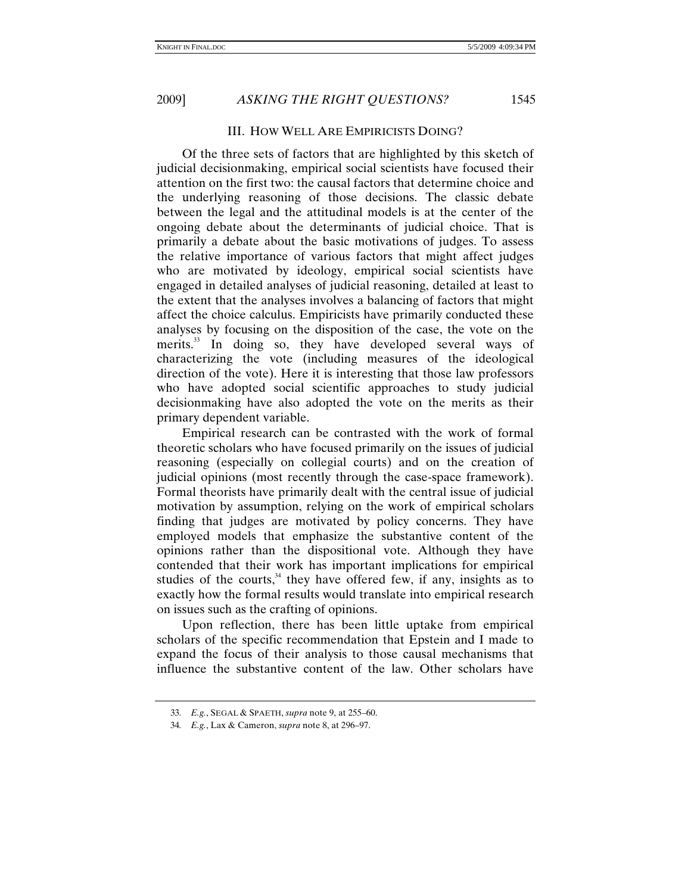## III. HOW WELL ARE EMPIRICISTS DOING?

Of the three sets of factors that are highlighted by this sketch of judicial decisionmaking, empirical social scientists have focused their attention on the first two: the causal factors that determine choice and the underlying reasoning of those decisions. The classic debate between the legal and the attitudinal models is at the center of the ongoing debate about the determinants of judicial choice. That is primarily a debate about the basic motivations of judges. To assess the relative importance of various factors that might affect judges who are motivated by ideology, empirical social scientists have engaged in detailed analyses of judicial reasoning, detailed at least to the extent that the analyses involves a balancing of factors that might affect the choice calculus. Empiricists have primarily conducted these analyses by focusing on the disposition of the case, the vote on the merits.[33] In doing so, they have developed several ways of characterizing the vote (including measures of the ideological direction of the vote). Here it is interesting that those law professors who have adopted social scientific approaches to study judicial decisionmaking have also adopted the vote on the merits as their primary dependent variable.

Empirical research can be contrasted with the work of formal theoretic scholars who have focused primarily on the issues of judicial reasoning (especially on collegial courts) and on the creation of judicial opinions (most recently through the case-space framework). Formal theorists have primarily dealt with the central issue of judicial motivation by assumption, relying on the work of empirical scholars finding that judges are motivated by policy concerns. They have employed models that emphasize the substantive content of the opinions rather than the dispositional vote. Although they have contended that their work has important implications for empirical studies of the courts,[34] they have offered few, if any, insights as to exactly how the formal results would translate into empirical research on issues such as the crafting of opinions.

Upon reflection, there has been little uptake from empirical scholars of the specific recommendation that Epstein and I made to expand the focus of their analysis to those causal mechanisms that influence the substantive content of the law. Other scholars have

---

33. *E.g.*, SEGAL & SPAETH, *supra* note 9, at 255–60.

34. *E.g.*, Lax & Cameron, *supra* note 8, at 296–97.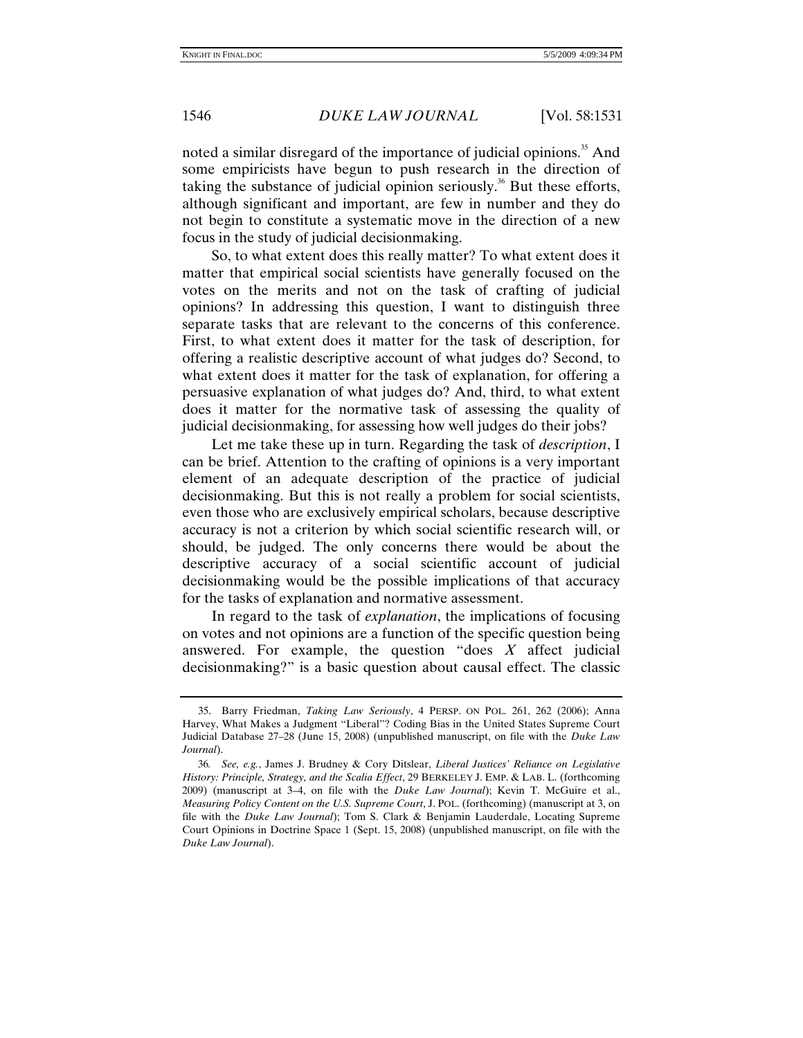noted a similar disregard of the importance of judicial opinions.[35] And some empiricists have begun to push research in the direction of taking the substance of judicial opinion seriously.[36] But these efforts, although significant and important, are few in number and they do not begin to constitute a systematic move in the direction of a new focus in the study of judicial decisionmaking.

So, to what extent does this really matter? To what extent does it matter that empirical social scientists have generally focused on the votes on the merits and not on the task of crafting of judicial opinions? In addressing this question, I want to distinguish three separate tasks that are relevant to the concerns of this conference. First, to what extent does it matter for the task of description, for offering a realistic descriptive account of what judges do? Second, to what extent does it matter for the task of explanation, for offering a persuasive explanation of what judges do? And, third, to what extent does it matter for the normative task of assessing the quality of judicial decisionmaking, for assessing how well judges do their jobs?

Let me take these up in turn. Regarding the task of *description*, I can be brief. Attention to the crafting of opinions is a very important element of an adequate description of the practice of judicial decisionmaking. But this is not really a problem for social scientists, even those who are exclusively empirical scholars, because descriptive accuracy is not a criterion by which social scientific research will, or should, be judged. The only concerns there would be about the descriptive accuracy of a social scientific account of judicial decisionmaking would be the possible implications of that accuracy for the tasks of explanation and normative assessment.

In regard to the task of *explanation*, the implications of focusing on votes and not opinions are a function of the specific question being answered. For example, the question "does *X* affect judicial decisionmaking?" is a basic question about causal effect. The classic

---

35. Barry Friedman, *Taking Law Seriously*, 4 PERSP. ON POL. 261, 262 (2006); Anna Harvey, What Makes a Judgment "Liberal"? Coding Bias in the United States Supreme Court Judicial Database 27–28 (June 15, 2008) (unpublished manuscript, on file with the *Duke Law Journal*).

36. *See, e.g.*, James J. Brudney & Cory Ditslear, *Liberal Justices' Reliance on Legislative History: Principle, Strategy, and the Scalia Effect*, 29 BERKELEY J. EMP. & LAB. L. (forthcoming 2009) (manuscript at 3–4, on file with the *Duke Law Journal*); Kevin T. McGuire et al., *Measuring Policy Content on the U.S. Supreme Court*, J. POL. (forthcoming) (manuscript at 3, on file with the *Duke Law Journal*); Tom S. Clark & Benjamin Lauderdale, Locating Supreme Court Opinions in Doctrine Space 1 (Sept. 15, 2008) (unpublished manuscript, on file with the *Duke Law Journal*).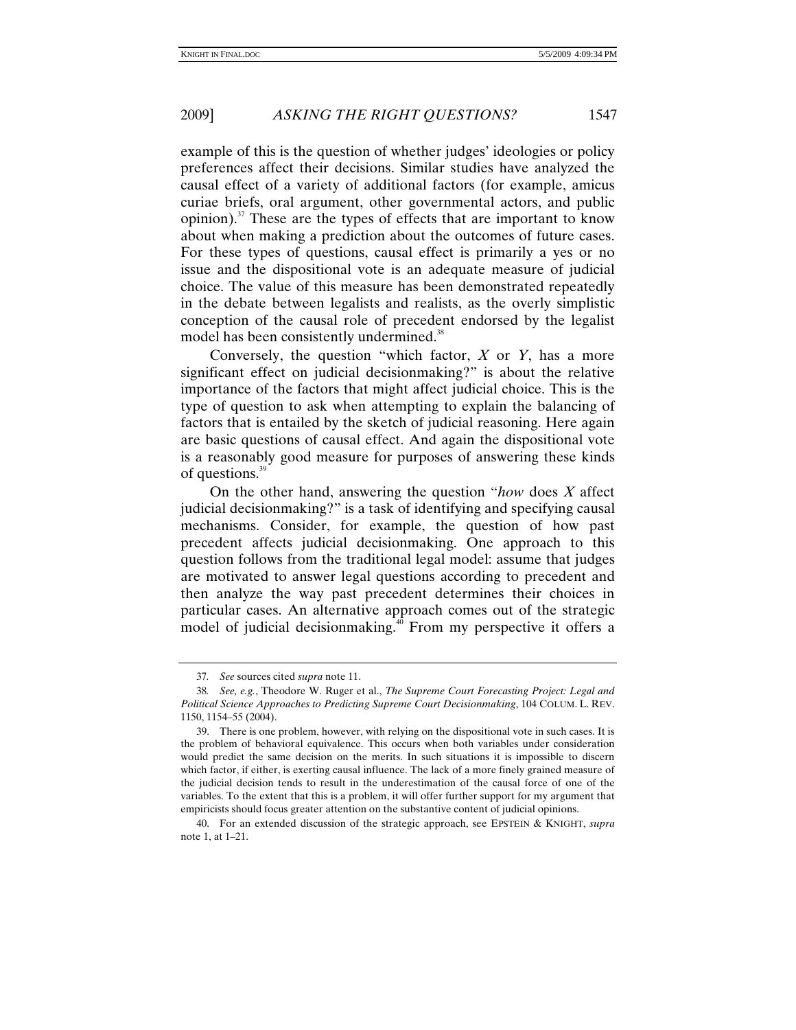example of this is the question of whether judges' ideologies or policy preferences affect their decisions. Similar studies have analyzed the causal effect of a variety of additional factors (for example, amicus curiae briefs, oral argument, other governmental actors, and public opinion).[37] These are the types of effects that are important to know about when making a prediction about the outcomes of future cases. For these types of questions, causal effect is primarily a yes or no issue and the dispositional vote is an adequate measure of judicial choice. The value of this measure has been demonstrated repeatedly in the debate between legalists and realists, as the overly simplistic conception of the causal role of precedent endorsed by the legalist model has been consistently undermined.[38]

Conversely, the question "which factor, *X* or *Y*, has a more significant effect on judicial decisionmaking?" is about the relative importance of the factors that might affect judicial choice. This is the type of question to ask when attempting to explain the balancing of factors that is entailed by the sketch of judicial reasoning. Here again are basic questions of causal effect. And again the dispositional vote is a reasonably good measure for purposes of answering these kinds of questions.[39]

On the other hand, answering the question "*how* does *X* affect judicial decisionmaking?" is a task of identifying and specifying causal mechanisms. Consider, for example, the question of how past precedent affects judicial decisionmaking. One approach to this question follows from the traditional legal model: assume that judges are motivated to answer legal questions according to precedent and then analyze the way past precedent determines their choices in particular cases. An alternative approach comes out of the strategic model of judicial decisionmaking.[40] From my perspective it offers a

---

37. *See* sources cited *supra* note 11.

38. *See, e.g.*, Theodore W. Ruger et al., *The Supreme Court Forecasting Project: Legal and Political Science Approaches to Predicting Supreme Court Decisionmaking*, 104 COLUM. L. REV. 1150, 1154–55 (2004).

39. There is one problem, however, with relying on the dispositional vote in such cases. It is the problem of behavioral equivalence. This occurs when both variables under consideration would predict the same decision on the merits. In such situations it is impossible to discern which factor, if either, is exerting causal influence. The lack of a more finely grained measure of the judicial decision tends to result in the underestimation of the causal force of one of the variables. To the extent that this is a problem, it will offer further support for my argument that empiricists should focus greater attention on the substantive content of judicial opinions.

40. For an extended discussion of the strategic approach, see EPSTEIN & KNIGHT, *supra* note 1, at 1–21.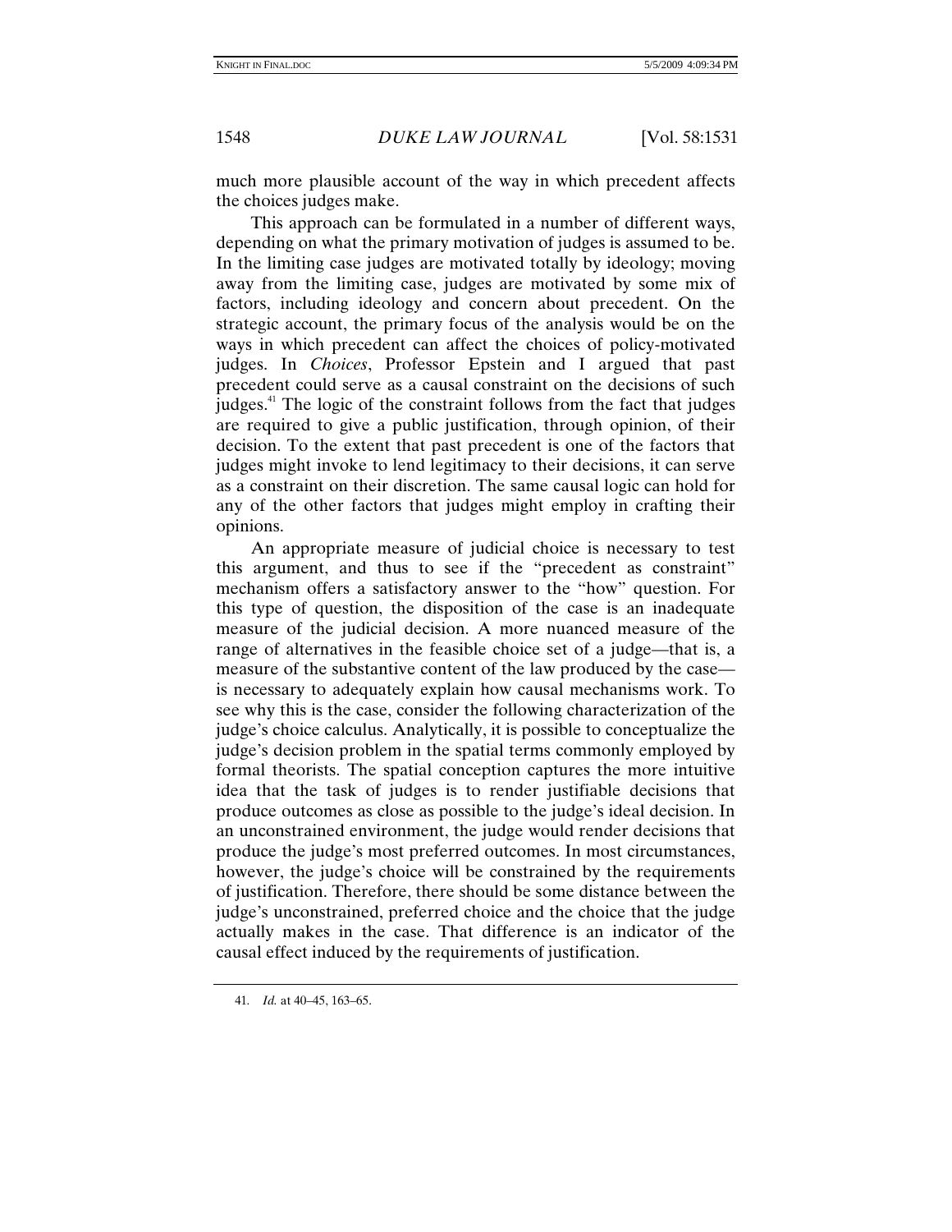much more plausible account of the way in which precedent affects the choices judges make.

This approach can be formulated in a number of different ways, depending on what the primary motivation of judges is assumed to be. In the limiting case judges are motivated totally by ideology; moving away from the limiting case, judges are motivated by some mix of factors, including ideology and concern about precedent. On the strategic account, the primary focus of the analysis would be on the ways in which precedent can affect the choices of policy-motivated judges. In *Choices*, Professor Epstein and I argued that past precedent could serve as a causal constraint on the decisions of such judges.[41] The logic of the constraint follows from the fact that judges are required to give a public justification, through opinion, of their decision. To the extent that past precedent is one of the factors that judges might invoke to lend legitimacy to their decisions, it can serve as a constraint on their discretion. The same causal logic can hold for any of the other factors that judges might employ in crafting their opinions.

An appropriate measure of judicial choice is necessary to test this argument, and thus to see if the "precedent as constraint" mechanism offers a satisfactory answer to the "how" question. For this type of question, the disposition of the case is an inadequate measure of the judicial decision. A more nuanced measure of the range of alternatives in the feasible choice set of a judge—that is, a measure of the substantive content of the law produced by the case—is necessary to adequately explain how causal mechanisms work. To see why this is the case, consider the following characterization of the judge's choice calculus. Analytically, it is possible to conceptualize the judge's decision problem in the spatial terms commonly employed by formal theorists. The spatial conception captures the more intuitive idea that the task of judges is to render justifiable decisions that produce outcomes as close as possible to the judge's ideal decision. In an unconstrained environment, the judge would render decisions that produce the judge's most preferred outcomes. In most circumstances, however, the judge's choice will be constrained by the requirements of justification. Therefore, there should be some distance between the judge's unconstrained, preferred choice and the choice that the judge actually makes in the case. That difference is an indicator of the causal effect induced by the requirements of justification.

---

41. *Id.* at 40–45, 163–65.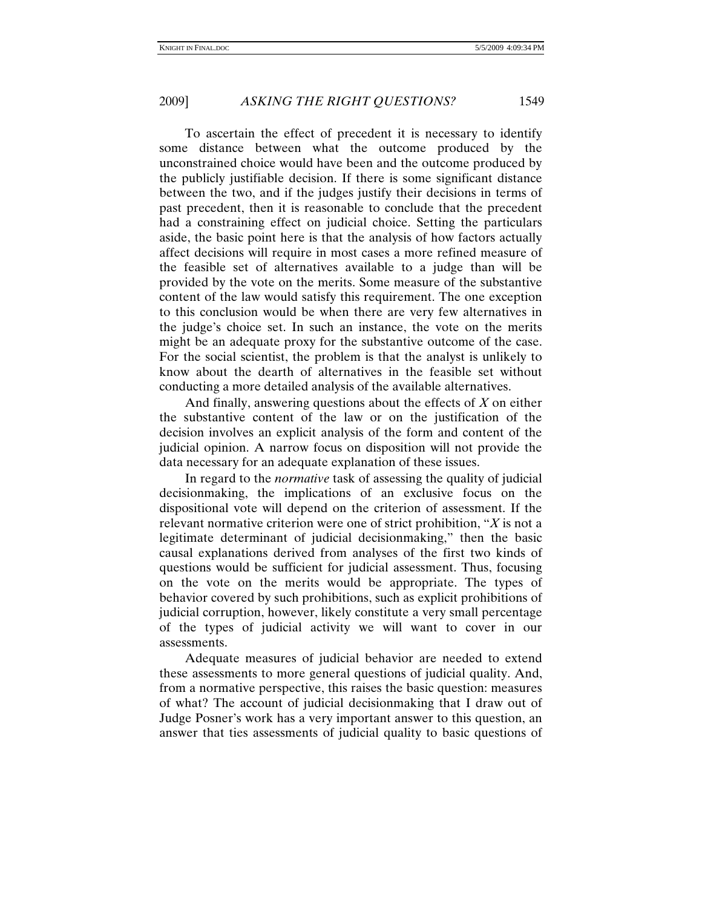To ascertain the effect of precedent it is necessary to identify some distance between what the outcome produced by the unconstrained choice would have been and the outcome produced by the publicly justifiable decision. If there is some significant distance between the two, and if the judges justify their decisions in terms of past precedent, then it is reasonable to conclude that the precedent had a constraining effect on judicial choice. Setting the particulars aside, the basic point here is that the analysis of how factors actually affect decisions will require in most cases a more refined measure of the feasible set of alternatives available to a judge than will be provided by the vote on the merits. Some measure of the substantive content of the law would satisfy this requirement. The one exception to this conclusion would be when there are very few alternatives in the judge's choice set. In such an instance, the vote on the merits might be an adequate proxy for the substantive outcome of the case. For the social scientist, the problem is that the analyst is unlikely to know about the dearth of alternatives in the feasible set without conducting a more detailed analysis of the available alternatives.

And finally, answering questions about the effects of *X* on either the substantive content of the law or on the justification of the decision involves an explicit analysis of the form and content of the judicial opinion. A narrow focus on disposition will not provide the data necessary for an adequate explanation of these issues.

In regard to the *normative* task of assessing the quality of judicial decisionmaking, the implications of an exclusive focus on the dispositional vote will depend on the criterion of assessment. If the relevant normative criterion were one of strict prohibition, "*X* is not a legitimate determinant of judicial decisionmaking," then the basic causal explanations derived from analyses of the first two kinds of questions would be sufficient for judicial assessment. Thus, focusing on the vote on the merits would be appropriate. The types of behavior covered by such prohibitions, such as explicit prohibitions of judicial corruption, however, likely constitute a very small percentage of the types of judicial activity we will want to cover in our assessments.

Adequate measures of judicial behavior are needed to extend these assessments to more general questions of judicial quality. And, from a normative perspective, this raises the basic question: measures of what? The account of judicial decisionmaking that I draw out of Judge Posner's work has a very important answer to this question, an answer that ties assessments of judicial quality to basic questions of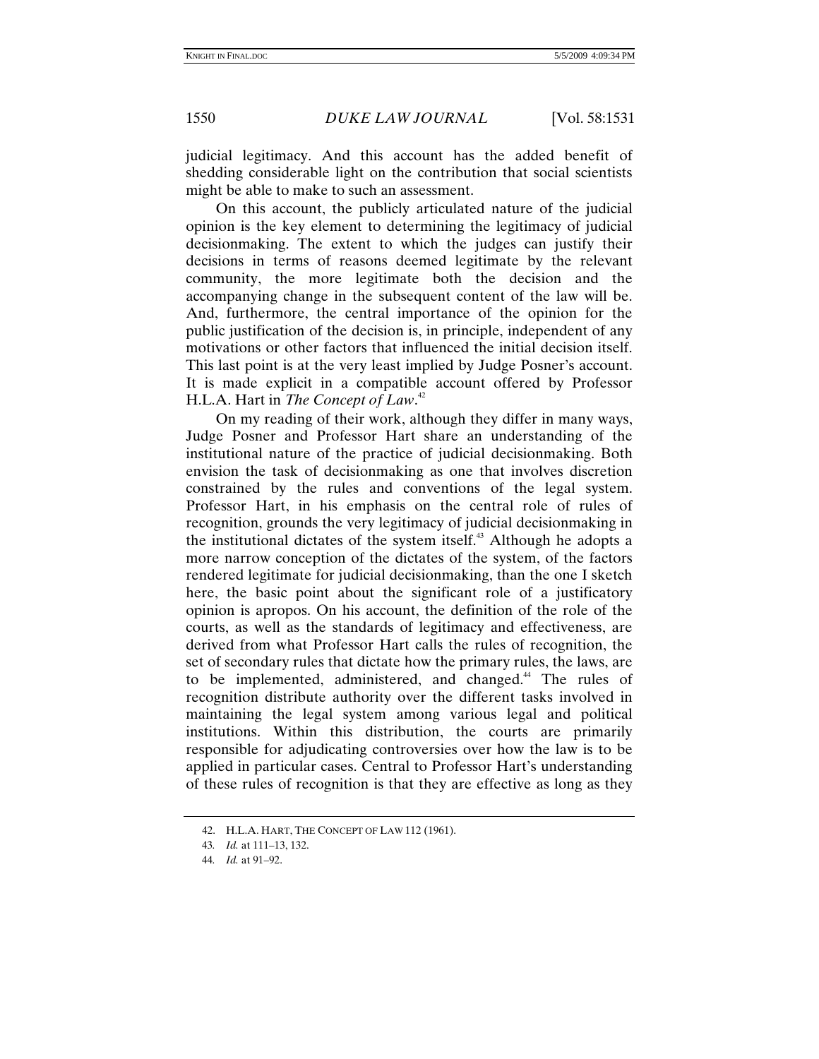judicial legitimacy. And this account has the added benefit of shedding considerable light on the contribution that social scientists might be able to make to such an assessment.

On this account, the publicly articulated nature of the judicial opinion is the key element to determining the legitimacy of judicial decisionmaking. The extent to which the judges can justify their decisions in terms of reasons deemed legitimate by the relevant community, the more legitimate both the decision and the accompanying change in the subsequent content of the law will be. And, furthermore, the central importance of the opinion for the public justification of the decision is, in principle, independent of any motivations or other factors that influenced the initial decision itself. This last point is at the very least implied by Judge Posner's account. It is made explicit in a compatible account offered by Professor H.L.A. Hart in *The Concept of Law*.[42]

On my reading of their work, although they differ in many ways, Judge Posner and Professor Hart share an understanding of the institutional nature of the practice of judicial decisionmaking. Both envision the task of decisionmaking as one that involves discretion constrained by the rules and conventions of the legal system. Professor Hart, in his emphasis on the central role of rules of recognition, grounds the very legitimacy of judicial decisionmaking in the institutional dictates of the system itself.[43] Although he adopts a more narrow conception of the dictates of the system, of the factors rendered legitimate for judicial decisionmaking, than the one I sketch here, the basic point about the significant role of a justificatory opinion is apropos. On his account, the definition of the role of the courts, as well as the standards of legitimacy and effectiveness, are derived from what Professor Hart calls the rules of recognition, the set of secondary rules that dictate how the primary rules, the laws, are to be implemented, administered, and changed.[44] The rules of recognition distribute authority over the different tasks involved in maintaining the legal system among various legal and political institutions. Within this distribution, the courts are primarily responsible for adjudicating controversies over how the law is to be applied in particular cases. Central to Professor Hart's understanding of these rules of recognition is that they are effective as long as they

42. H.L.A. HART, THE CONCEPT OF LAW 112 (1961).

43. *Id.* at 111–13, 132.

44. *Id.* at 91–92.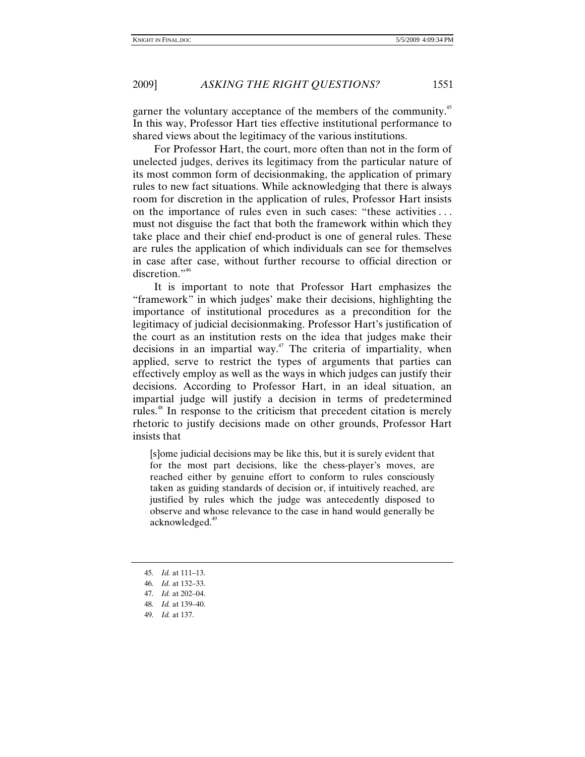garner the voluntary acceptance of the members of the community.[45] In this way, Professor Hart ties effective institutional performance to shared views about the legitimacy of the various institutions.

For Professor Hart, the court, more often than not in the form of unelected judges, derives its legitimacy from the particular nature of its most common form of decisionmaking, the application of primary rules to new fact situations. While acknowledging that there is always room for discretion in the application of rules, Professor Hart insists on the importance of rules even in such cases: "these activities . . . must not disguise the fact that both the framework within which they take place and their chief end-product is one of general rules. These are rules the application of which individuals can see for themselves in case after case, without further recourse to official direction or discretion."[46]

It is important to note that Professor Hart emphasizes the "framework" in which judges' make their decisions, highlighting the importance of institutional procedures as a precondition for the legitimacy of judicial decisionmaking. Professor Hart's justification of the court as an institution rests on the idea that judges make their decisions in an impartial way.[47] The criteria of impartiality, when applied, serve to restrict the types of arguments that parties can effectively employ as well as the ways in which judges can justify their decisions. According to Professor Hart, in an ideal situation, an impartial judge will justify a decision in terms of predetermined rules.[48] In response to the criticism that precedent citation is merely rhetoric to justify decisions made on other grounds, Professor Hart insists that

> [s]ome judicial decisions may be like this, but it is surely evident that for the most part decisions, like the chess-player's moves, are reached either by genuine effort to conform to rules consciously taken as guiding standards of decision or, if intuitively reached, are justified by rules which the judge was antecedently disposed to observe and whose relevance to the case in hand would generally be acknowledged.[49]

---

45. *Id.* at 111–13.
46. *Id.* at 132–33.
47. *Id.* at 202–04.
48. *Id.* at 139–40.
49. *Id.* at 137.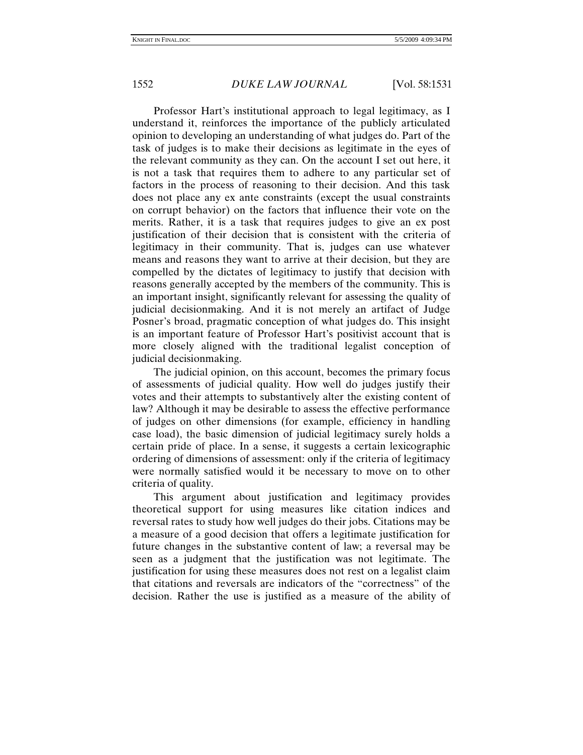Professor Hart's institutional approach to legal legitimacy, as I understand it, reinforces the importance of the publicly articulated opinion to developing an understanding of what judges do. Part of the task of judges is to make their decisions as legitimate in the eyes of the relevant community as they can. On the account I set out here, it is not a task that requires them to adhere to any particular set of factors in the process of reasoning to their decision. And this task does not place any ex ante constraints (except the usual constraints on corrupt behavior) on the factors that influence their vote on the merits. Rather, it is a task that requires judges to give an ex post justification of their decision that is consistent with the criteria of legitimacy in their community. That is, judges can use whatever means and reasons they want to arrive at their decision, but they are compelled by the dictates of legitimacy to justify that decision with reasons generally accepted by the members of the community. This is an important insight, significantly relevant for assessing the quality of judicial decisionmaking. And it is not merely an artifact of Judge Posner's broad, pragmatic conception of what judges do. This insight is an important feature of Professor Hart's positivist account that is more closely aligned with the traditional legalist conception of judicial decisionmaking.

The judicial opinion, on this account, becomes the primary focus of assessments of judicial quality. How well do judges justify their votes and their attempts to substantively alter the existing content of law? Although it may be desirable to assess the effective performance of judges on other dimensions (for example, efficiency in handling case load), the basic dimension of judicial legitimacy surely holds a certain pride of place. In a sense, it suggests a certain lexicographic ordering of dimensions of assessment: only if the criteria of legitimacy were normally satisfied would it be necessary to move on to other criteria of quality.

This argument about justification and legitimacy provides theoretical support for using measures like citation indices and reversal rates to study how well judges do their jobs. Citations may be a measure of a good decision that offers a legitimate justification for future changes in the substantive content of law; a reversal may be seen as a judgment that the justification was not legitimate. The justification for using these measures does not rest on a legalist claim that citations and reversals are indicators of the "correctness" of the decision. Rather the use is justified as a measure of the ability of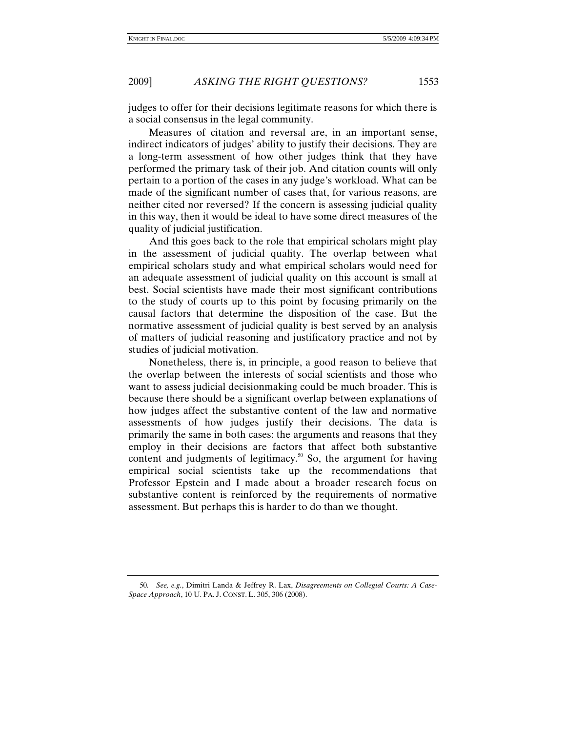judges to offer for their decisions legitimate reasons for which there is a social consensus in the legal community.

Measures of citation and reversal are, in an important sense, indirect indicators of judges' ability to justify their decisions. They are a long-term assessment of how other judges think that they have performed the primary task of their job. And citation counts will only pertain to a portion of the cases in any judge's workload. What can be made of the significant number of cases that, for various reasons, are neither cited nor reversed? If the concern is assessing judicial quality in this way, then it would be ideal to have some direct measures of the quality of judicial justification.

And this goes back to the role that empirical scholars might play in the assessment of judicial quality. The overlap between what empirical scholars study and what empirical scholars would need for an adequate assessment of judicial quality on this account is small at best. Social scientists have made their most significant contributions to the study of courts up to this point by focusing primarily on the causal factors that determine the disposition of the case. But the normative assessment of judicial quality is best served by an analysis of matters of judicial reasoning and justificatory practice and not by studies of judicial motivation.

Nonetheless, there is, in principle, a good reason to believe that the overlap between the interests of social scientists and those who want to assess judicial decisionmaking could be much broader. This is because there should be a significant overlap between explanations of how judges affect the substantive content of the law and normative assessments of how judges justify their decisions. The data is primarily the same in both cases: the arguments and reasons that they employ in their decisions are factors that affect both substantive content and judgments of legitimacy.[50] So, the argument for having empirical social scientists take up the recommendations that Professor Epstein and I made about a broader research focus on substantive content is reinforced by the requirements of normative assessment. But perhaps this is harder to do than we thought.

---

50. *See, e.g.*, Dimitri Landa & Jeffrey R. Lax, *Disagreements on Collegial Courts: A Case-Space Approach*, 10 U. PA. J. CONST. L. 305, 306 (2008).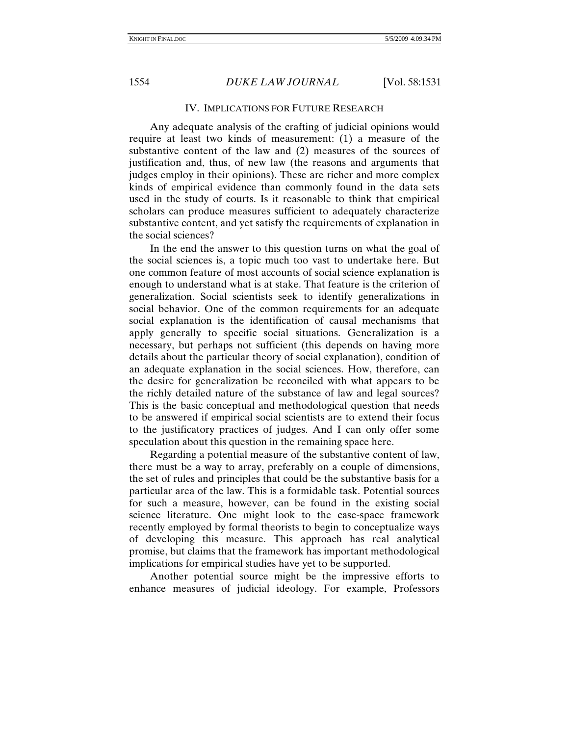## IV. IMPLICATIONS FOR FUTURE RESEARCH

Any adequate analysis of the crafting of judicial opinions would require at least two kinds of measurement: (1) a measure of the substantive content of the law and (2) measures of the sources of justification and, thus, of new law (the reasons and arguments that judges employ in their opinions). These are richer and more complex kinds of empirical evidence than commonly found in the data sets used in the study of courts. Is it reasonable to think that empirical scholars can produce measures sufficient to adequately characterize substantive content, and yet satisfy the requirements of explanation in the social sciences?

In the end the answer to this question turns on what the goal of the social sciences is, a topic much too vast to undertake here. But one common feature of most accounts of social science explanation is enough to understand what is at stake. That feature is the criterion of generalization. Social scientists seek to identify generalizations in social behavior. One of the common requirements for an adequate social explanation is the identification of causal mechanisms that apply generally to specific social situations. Generalization is a necessary, but perhaps not sufficient (this depends on having more details about the particular theory of social explanation), condition of an adequate explanation in the social sciences. How, therefore, can the desire for generalization be reconciled with what appears to be the richly detailed nature of the substance of law and legal sources? This is the basic conceptual and methodological question that needs to be answered if empirical social scientists are to extend their focus to the justificatory practices of judges. And I can only offer some speculation about this question in the remaining space here.

Regarding a potential measure of the substantive content of law, there must be a way to array, preferably on a couple of dimensions, the set of rules and principles that could be the substantive basis for a particular area of the law. This is a formidable task. Potential sources for such a measure, however, can be found in the existing social science literature. One might look to the case-space framework recently employed by formal theorists to begin to conceptualize ways of developing this measure. This approach has real analytical promise, but claims that the framework has important methodological implications for empirical studies have yet to be supported.

Another potential source might be the impressive efforts to enhance measures of judicial ideology. For example, Professors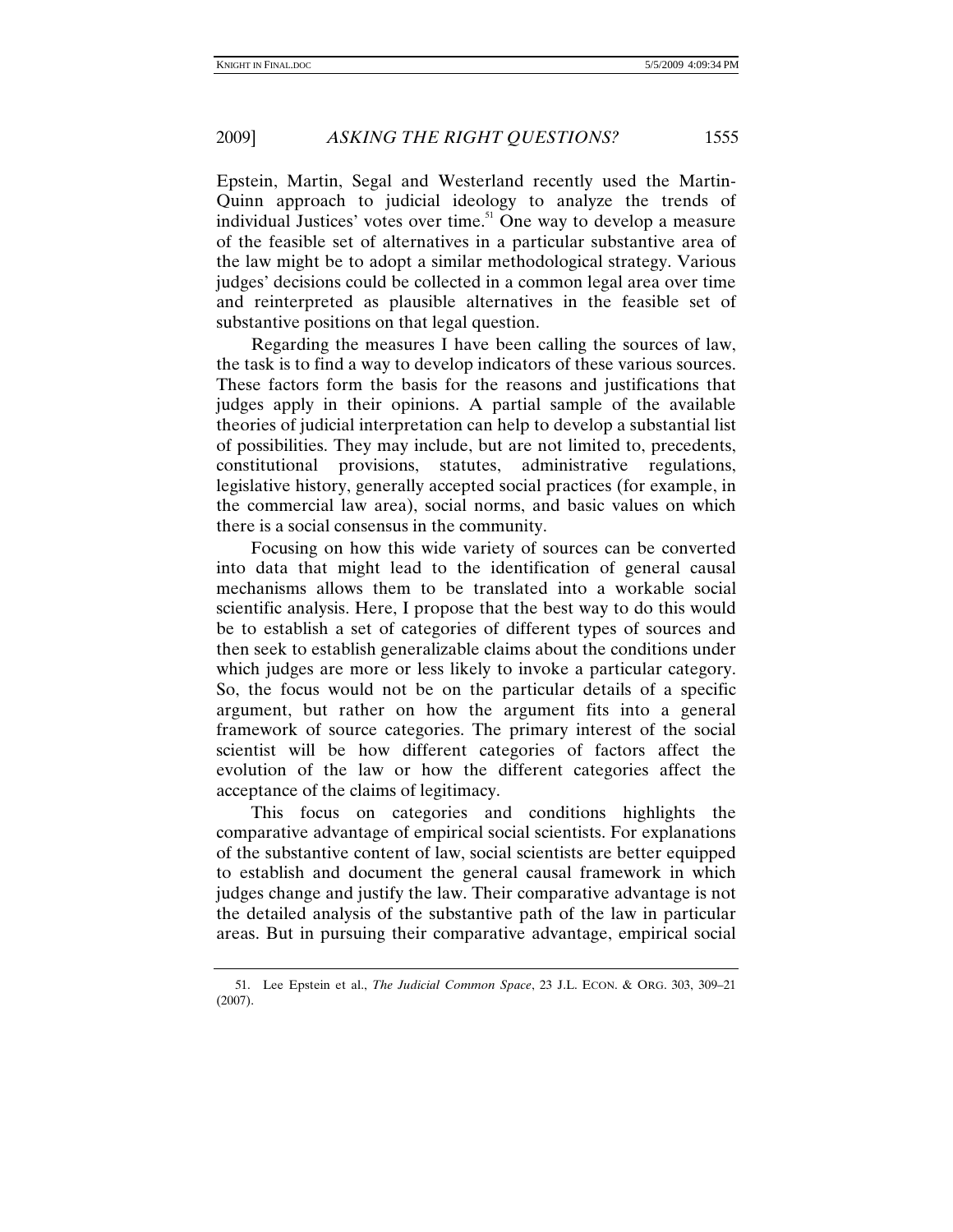Epstein, Martin, Segal and Westerland recently used the Martin-Quinn approach to judicial ideology to analyze the trends of individual Justices' votes over time.[51] One way to develop a measure of the feasible set of alternatives in a particular substantive area of the law might be to adopt a similar methodological strategy. Various judges' decisions could be collected in a common legal area over time and reinterpreted as plausible alternatives in the feasible set of substantive positions on that legal question.

Regarding the measures I have been calling the sources of law, the task is to find a way to develop indicators of these various sources. These factors form the basis for the reasons and justifications that judges apply in their opinions. A partial sample of the available theories of judicial interpretation can help to develop a substantial list of possibilities. They may include, but are not limited to, precedents, constitutional provisions, statutes, administrative regulations, legislative history, generally accepted social practices (for example, in the commercial law area), social norms, and basic values on which there is a social consensus in the community.

Focusing on how this wide variety of sources can be converted into data that might lead to the identification of general causal mechanisms allows them to be translated into a workable social scientific analysis. Here, I propose that the best way to do this would be to establish a set of categories of different types of sources and then seek to establish generalizable claims about the conditions under which judges are more or less likely to invoke a particular category. So, the focus would not be on the particular details of a specific argument, but rather on how the argument fits into a general framework of source categories. The primary interest of the social scientist will be how different categories of factors affect the evolution of the law or how the different categories affect the acceptance of the claims of legitimacy.

This focus on categories and conditions highlights the comparative advantage of empirical social scientists. For explanations of the substantive content of law, social scientists are better equipped to establish and document the general causal framework in which judges change and justify the law. Their comparative advantage is not the detailed analysis of the substantive path of the law in particular areas. But in pursuing their comparative advantage, empirical social

51. Lee Epstein et al., *The Judicial Common Space*, 23 J.L. ECON. & ORG. 303, 309–21 (2007).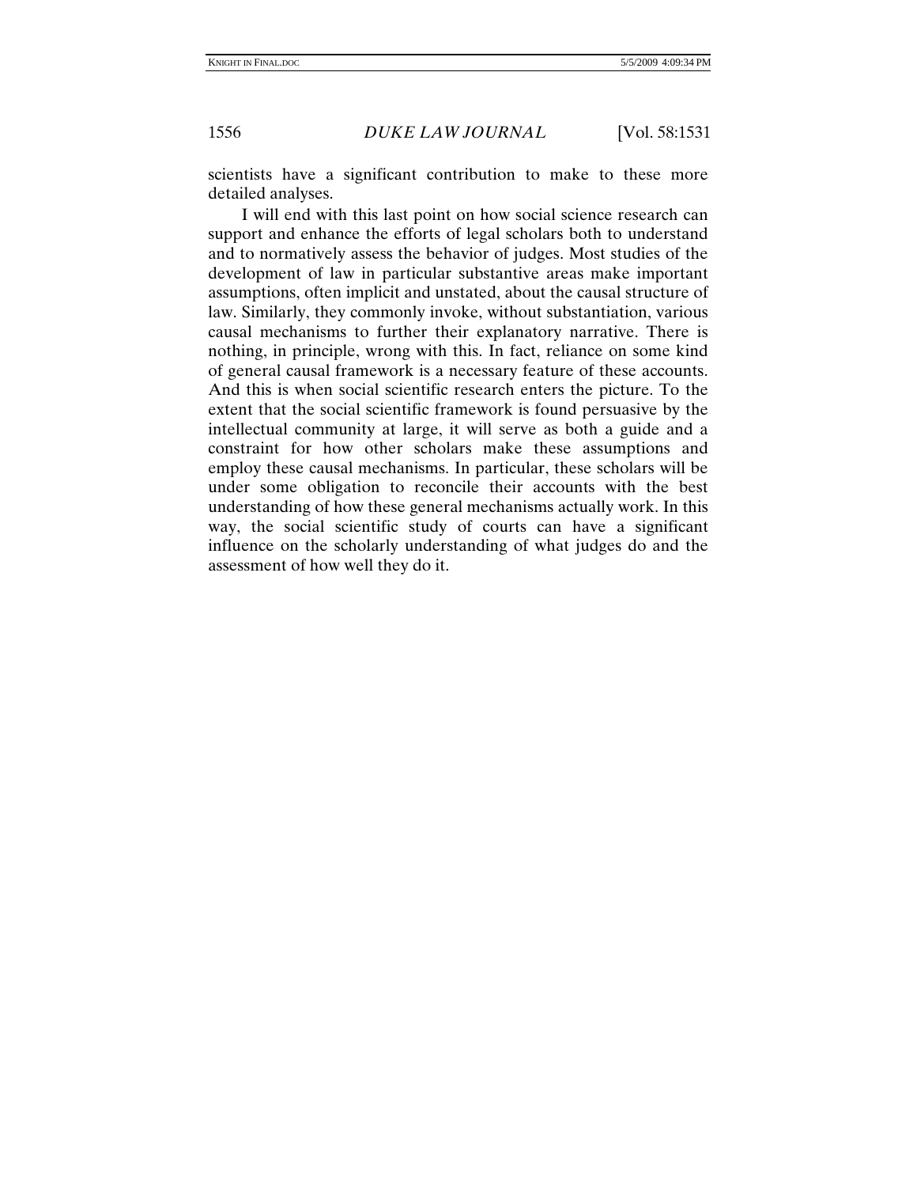scientists have a significant contribution to make to these more detailed analyses.

I will end with this last point on how social science research can support and enhance the efforts of legal scholars both to understand and to normatively assess the behavior of judges. Most studies of the development of law in particular substantive areas make important assumptions, often implicit and unstated, about the causal structure of law. Similarly, they commonly invoke, without substantiation, various causal mechanisms to further their explanatory narrative. There is nothing, in principle, wrong with this. In fact, reliance on some kind of general causal framework is a necessary feature of these accounts. And this is when social scientific research enters the picture. To the extent that the social scientific framework is found persuasive by the intellectual community at large, it will serve as both a guide and a constraint for how other scholars make these assumptions and employ these causal mechanisms. In particular, these scholars will be under some obligation to reconcile their accounts with the best understanding of how these general mechanisms actually work. In this way, the social scientific study of courts can have a significant influence on the scholarly understanding of what judges do and the assessment of how well they do it.